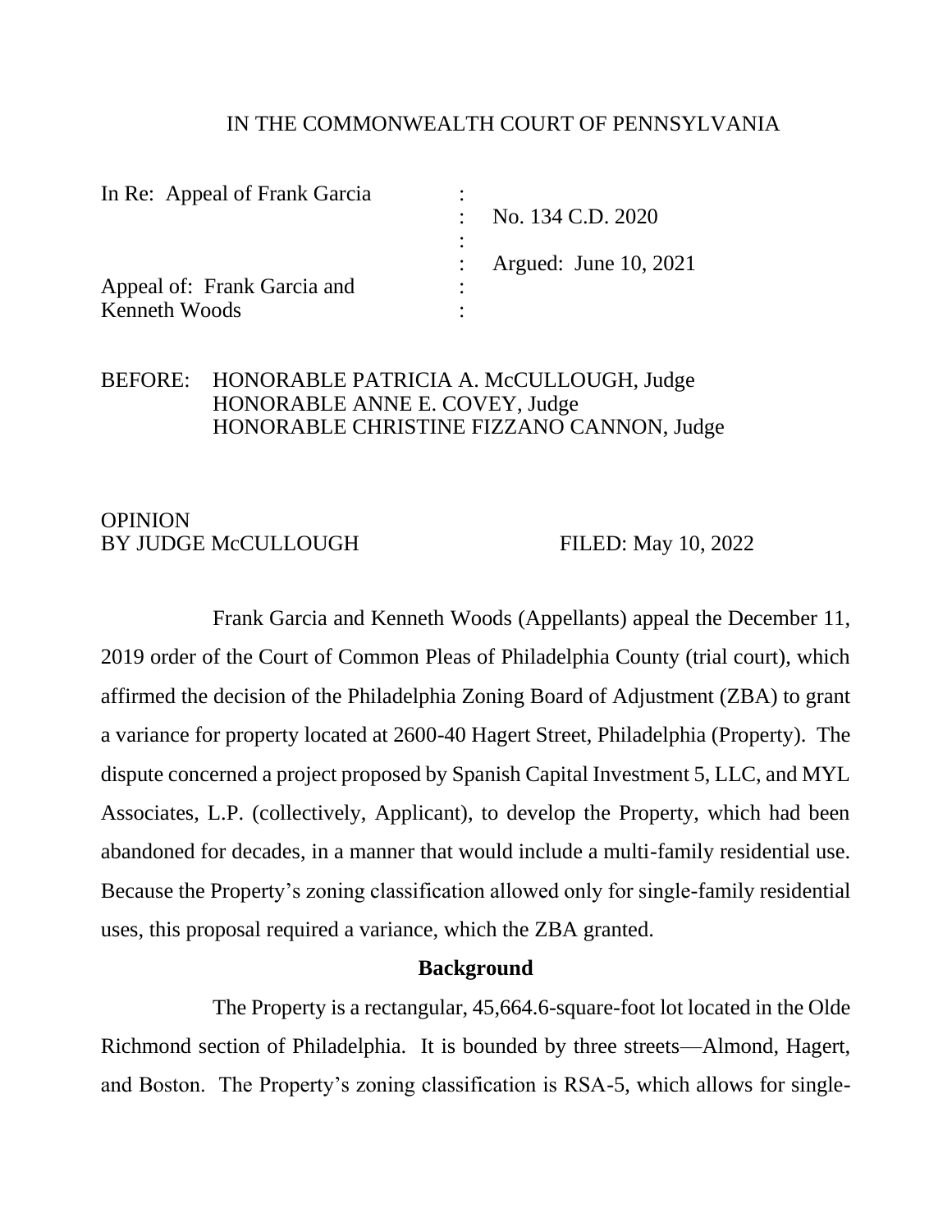IN THE COMMONWEALTH COURT OF PENNSYLVANIA

| | | |
|---|---|---|
| In Re: Appeal of Frank Garcia | : | |
| | : | No. 134 C.D. 2020 |
| | : | |
| | : | Argued: June 10, 2021 |
| Appeal of: Frank Garcia and | : | |
| Kenneth Woods | : | |

BEFORE: HONORABLE PATRICIA A. McCULLOUGH, Judge
HONORABLE ANNE E. COVEY, Judge
HONORABLE CHRISTINE FIZZANO CANNON, Judge

OPINION
BY JUDGE McCULLOUGH FILED: May 10, 2022

Frank Garcia and Kenneth Woods (Appellants) appeal the December 11, 2019 order of the Court of Common Pleas of Philadelphia County (trial court), which affirmed the decision of the Philadelphia Zoning Board of Adjustment (ZBA) to grant a variance for property located at 2600-40 Hagert Street, Philadelphia (Property). The dispute concerned a project proposed by Spanish Capital Investment 5, LLC, and MYL Associates, L.P. (collectively, Applicant), to develop the Property, which had been abandoned for decades, in a manner that would include a multi-family residential use. Because the Property's zoning classification allowed only for single-family residential uses, this proposal required a variance, which the ZBA granted.

**Background**

The Property is a rectangular, 45,664.6-square-foot lot located in the Olde Richmond section of Philadelphia. It is bounded by three streets—Almond, Hagert, and Boston. The Property's zoning classification is RSA-5, which allows for single-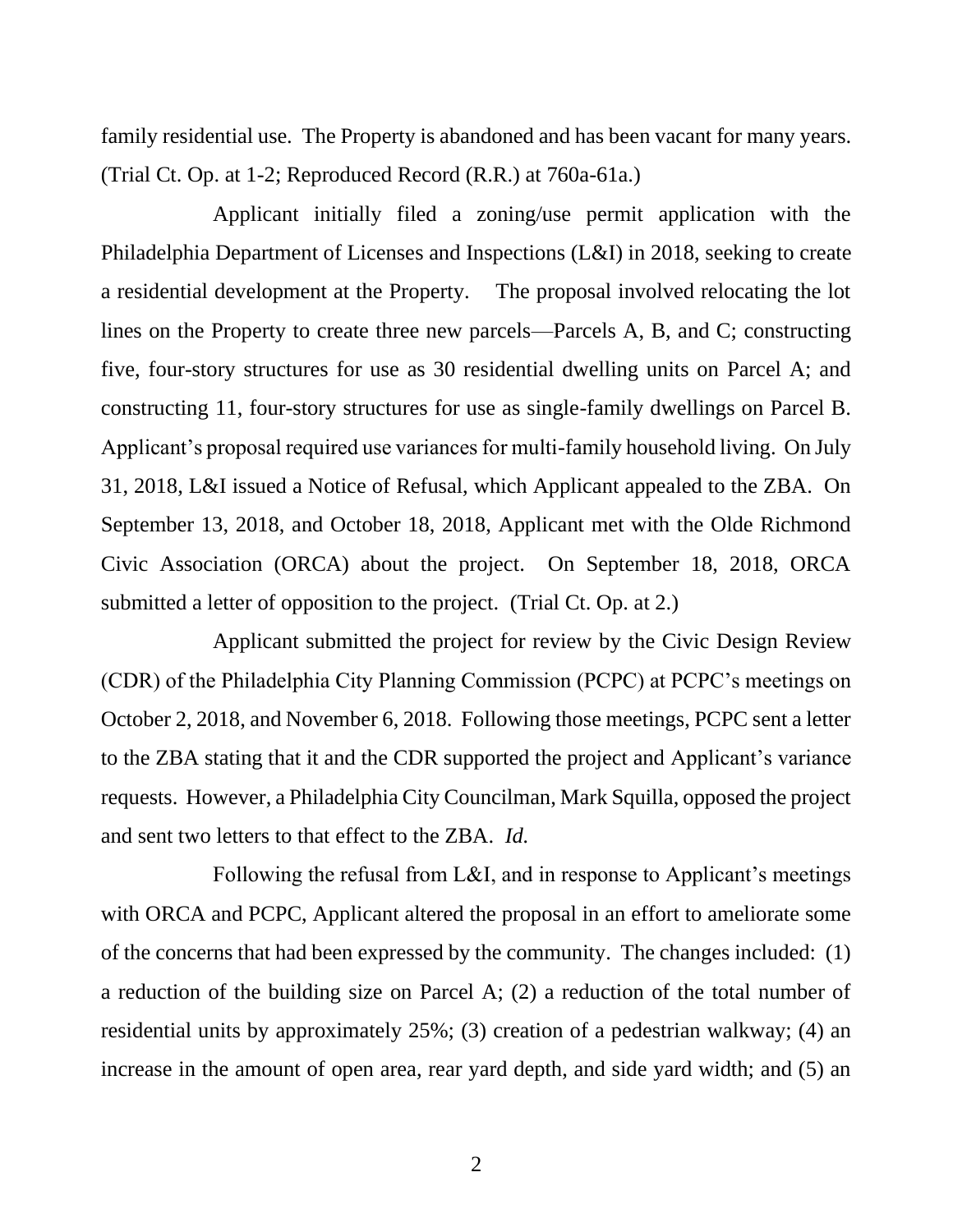family residential use. The Property is abandoned and has been vacant for many years. (Trial Ct. Op. at 1-2; Reproduced Record (R.R.) at 760a-61a.)

Applicant initially filed a zoning/use permit application with the Philadelphia Department of Licenses and Inspections (L&I) in 2018, seeking to create a residential development at the Property. The proposal involved relocating the lot lines on the Property to create three new parcels—Parcels A, B, and C; constructing five, four-story structures for use as 30 residential dwelling units on Parcel A; and constructing 11, four-story structures for use as single-family dwellings on Parcel B. Applicant's proposal required use variances for multi-family household living. On July 31, 2018, L&I issued a Notice of Refusal, which Applicant appealed to the ZBA. On September 13, 2018, and October 18, 2018, Applicant met with the Olde Richmond Civic Association (ORCA) about the project. On September 18, 2018, ORCA submitted a letter of opposition to the project. (Trial Ct. Op. at 2.)

Applicant submitted the project for review by the Civic Design Review (CDR) of the Philadelphia City Planning Commission (PCPC) at PCPC's meetings on October 2, 2018, and November 6, 2018. Following those meetings, PCPC sent a letter to the ZBA stating that it and the CDR supported the project and Applicant's variance requests. However, a Philadelphia City Councilman, Mark Squilla, opposed the project and sent two letters to that effect to the ZBA. *Id.*

Following the refusal from L&I, and in response to Applicant's meetings with ORCA and PCPC, Applicant altered the proposal in an effort to ameliorate some of the concerns that had been expressed by the community. The changes included: (1) a reduction of the building size on Parcel A; (2) a reduction of the total number of residential units by approximately 25%; (3) creation of a pedestrian walkway; (4) an increase in the amount of open area, rear yard depth, and side yard width; and (5) an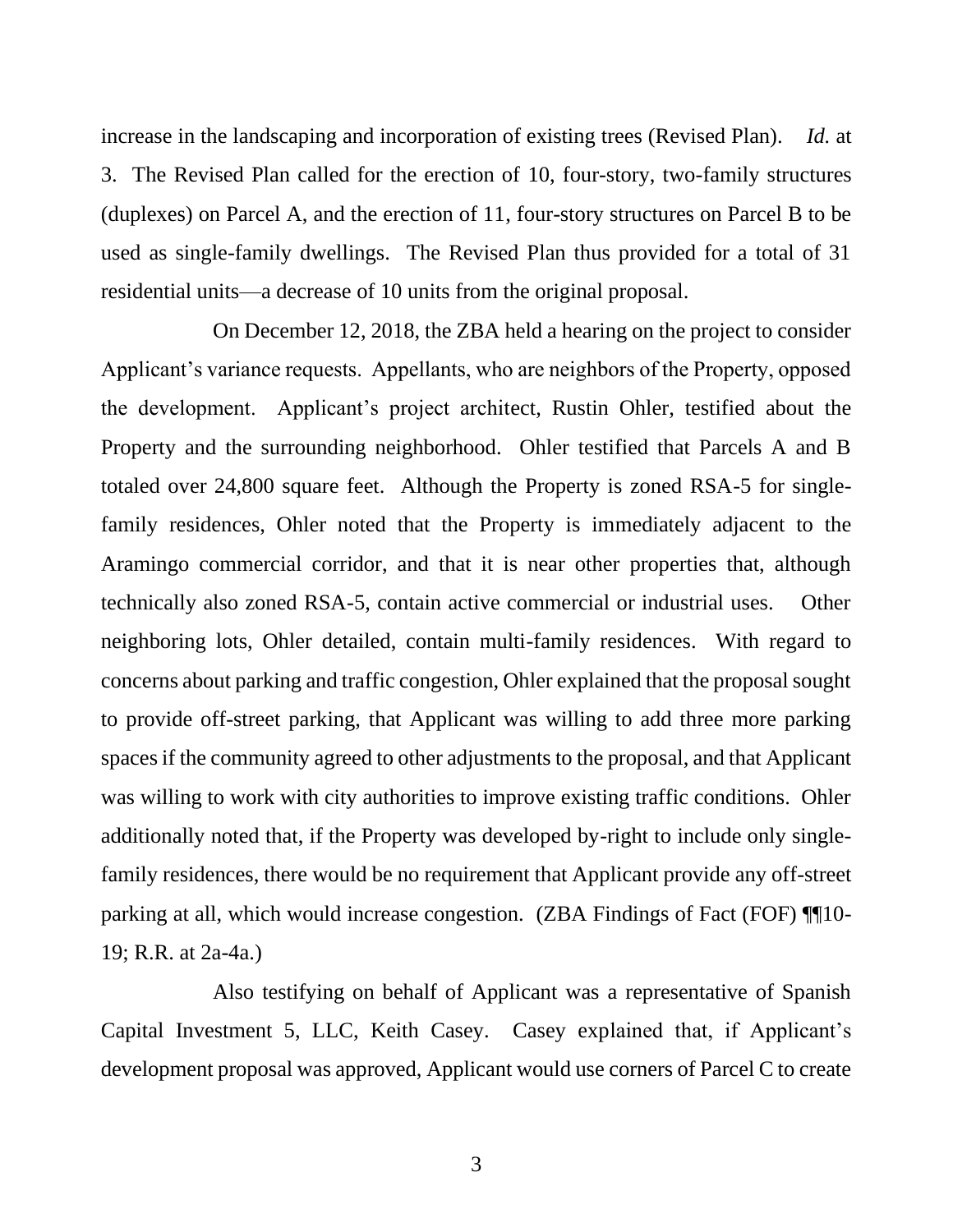increase in the landscaping and incorporation of existing trees (Revised Plan). *Id.* at 3. The Revised Plan called for the erection of 10, four-story, two-family structures (duplexes) on Parcel A, and the erection of 11, four-story structures on Parcel B to be used as single-family dwellings. The Revised Plan thus provided for a total of 31 residential units—a decrease of 10 units from the original proposal.

On December 12, 2018, the ZBA held a hearing on the project to consider Applicant's variance requests. Appellants, who are neighbors of the Property, opposed the development. Applicant's project architect, Rustin Ohler, testified about the Property and the surrounding neighborhood. Ohler testified that Parcels A and B totaled over 24,800 square feet. Although the Property is zoned RSA-5 for single-family residences, Ohler noted that the Property is immediately adjacent to the Aramingo commercial corridor, and that it is near other properties that, although technically also zoned RSA-5, contain active commercial or industrial uses. Other neighboring lots, Ohler detailed, contain multi-family residences. With regard to concerns about parking and traffic congestion, Ohler explained that the proposal sought to provide off-street parking, that Applicant was willing to add three more parking spaces if the community agreed to other adjustments to the proposal, and that Applicant was willing to work with city authorities to improve existing traffic conditions. Ohler additionally noted that, if the Property was developed by-right to include only single-family residences, there would be no requirement that Applicant provide any off-street parking at all, which would increase congestion. (ZBA Findings of Fact (FOF) ¶¶10-19; R.R. at 2a-4a.)

Also testifying on behalf of Applicant was a representative of Spanish Capital Investment 5, LLC, Keith Casey. Casey explained that, if Applicant's development proposal was approved, Applicant would use corners of Parcel C to create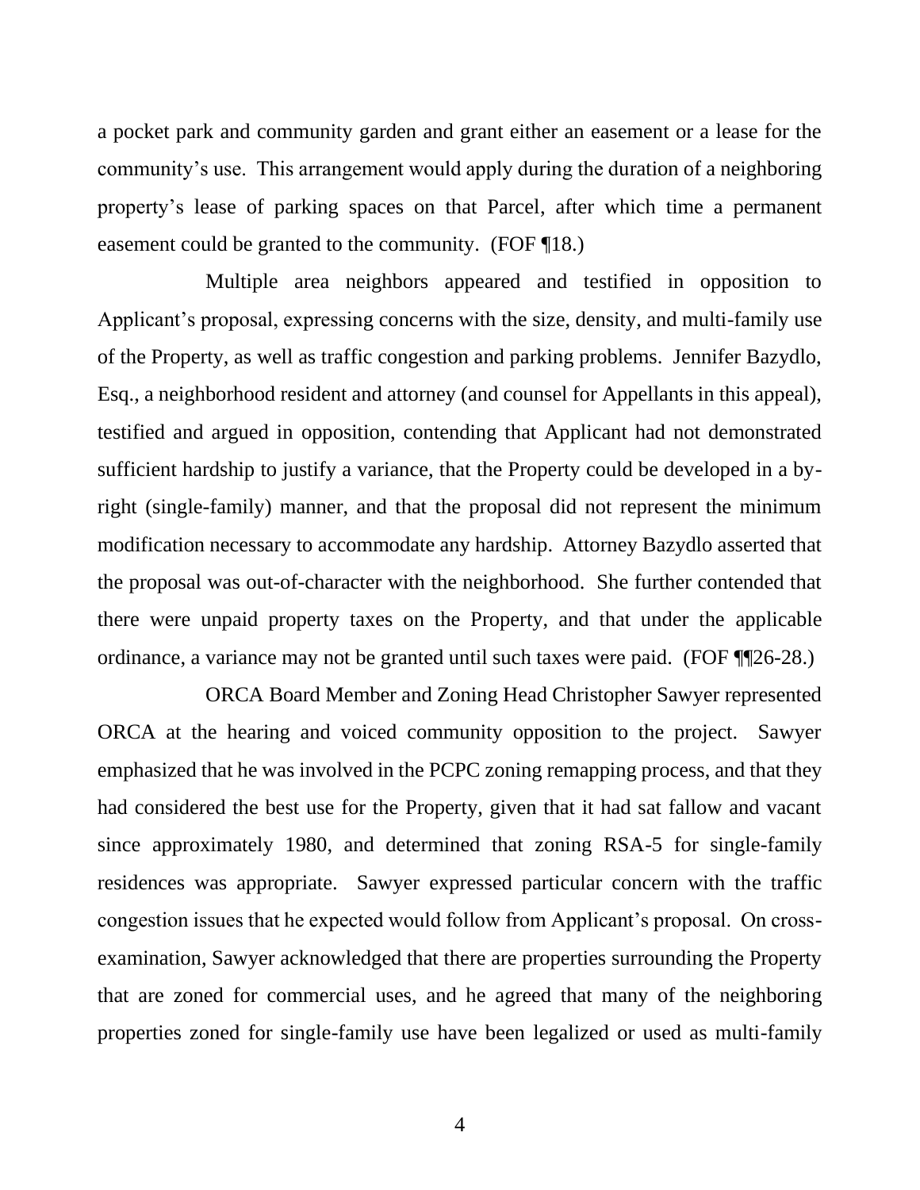a pocket park and community garden and grant either an easement or a lease for the community's use. This arrangement would apply during the duration of a neighboring property's lease of parking spaces on that Parcel, after which time a permanent easement could be granted to the community. (FOF ¶18.)

Multiple area neighbors appeared and testified in opposition to Applicant's proposal, expressing concerns with the size, density, and multi-family use of the Property, as well as traffic congestion and parking problems. Jennifer Bazydlo, Esq., a neighborhood resident and attorney (and counsel for Appellants in this appeal), testified and argued in opposition, contending that Applicant had not demonstrated sufficient hardship to justify a variance, that the Property could be developed in a by-right (single-family) manner, and that the proposal did not represent the minimum modification necessary to accommodate any hardship. Attorney Bazydlo asserted that the proposal was out-of-character with the neighborhood. She further contended that there were unpaid property taxes on the Property, and that under the applicable ordinance, a variance may not be granted until such taxes were paid. (FOF ¶¶26-28.)

ORCA Board Member and Zoning Head Christopher Sawyer represented ORCA at the hearing and voiced community opposition to the project. Sawyer emphasized that he was involved in the PCPC zoning remapping process, and that they had considered the best use for the Property, given that it had sat fallow and vacant since approximately 1980, and determined that zoning RSA-5 for single-family residences was appropriate. Sawyer expressed particular concern with the traffic congestion issues that he expected would follow from Applicant's proposal. On cross-examination, Sawyer acknowledged that there are properties surrounding the Property that are zoned for commercial uses, and he agreed that many of the neighboring properties zoned for single-family use have been legalized or used as multi-family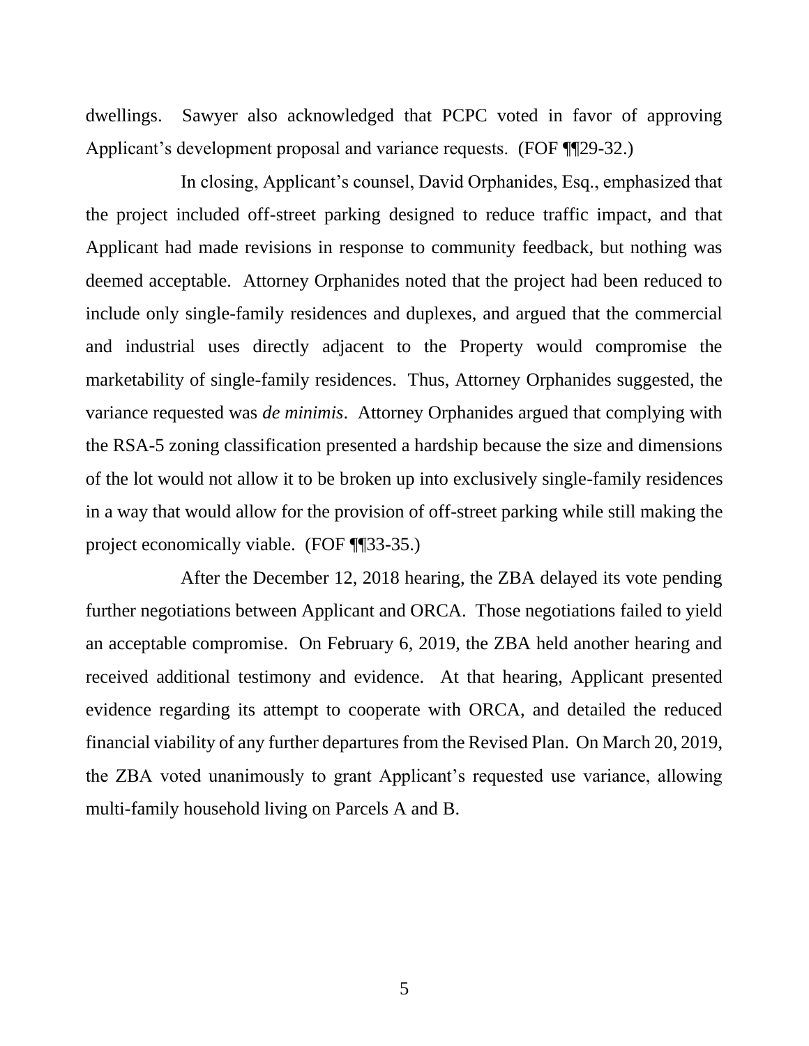dwellings. Sawyer also acknowledged that PCPC voted in favor of approving Applicant's development proposal and variance requests. (FOF ¶¶29-32.)

In closing, Applicant's counsel, David Orphanides, Esq., emphasized that the project included off-street parking designed to reduce traffic impact, and that Applicant had made revisions in response to community feedback, but nothing was deemed acceptable. Attorney Orphanides noted that the project had been reduced to include only single-family residences and duplexes, and argued that the commercial and industrial uses directly adjacent to the Property would compromise the marketability of single-family residences. Thus, Attorney Orphanides suggested, the variance requested was *de minimis*. Attorney Orphanides argued that complying with the RSA-5 zoning classification presented a hardship because the size and dimensions of the lot would not allow it to be broken up into exclusively single-family residences in a way that would allow for the provision of off-street parking while still making the project economically viable. (FOF ¶¶33-35.)

After the December 12, 2018 hearing, the ZBA delayed its vote pending further negotiations between Applicant and ORCA. Those negotiations failed to yield an acceptable compromise. On February 6, 2019, the ZBA held another hearing and received additional testimony and evidence. At that hearing, Applicant presented evidence regarding its attempt to cooperate with ORCA, and detailed the reduced financial viability of any further departures from the Revised Plan. On March 20, 2019, the ZBA voted unanimously to grant Applicant's requested use variance, allowing multi-family household living on Parcels A and B.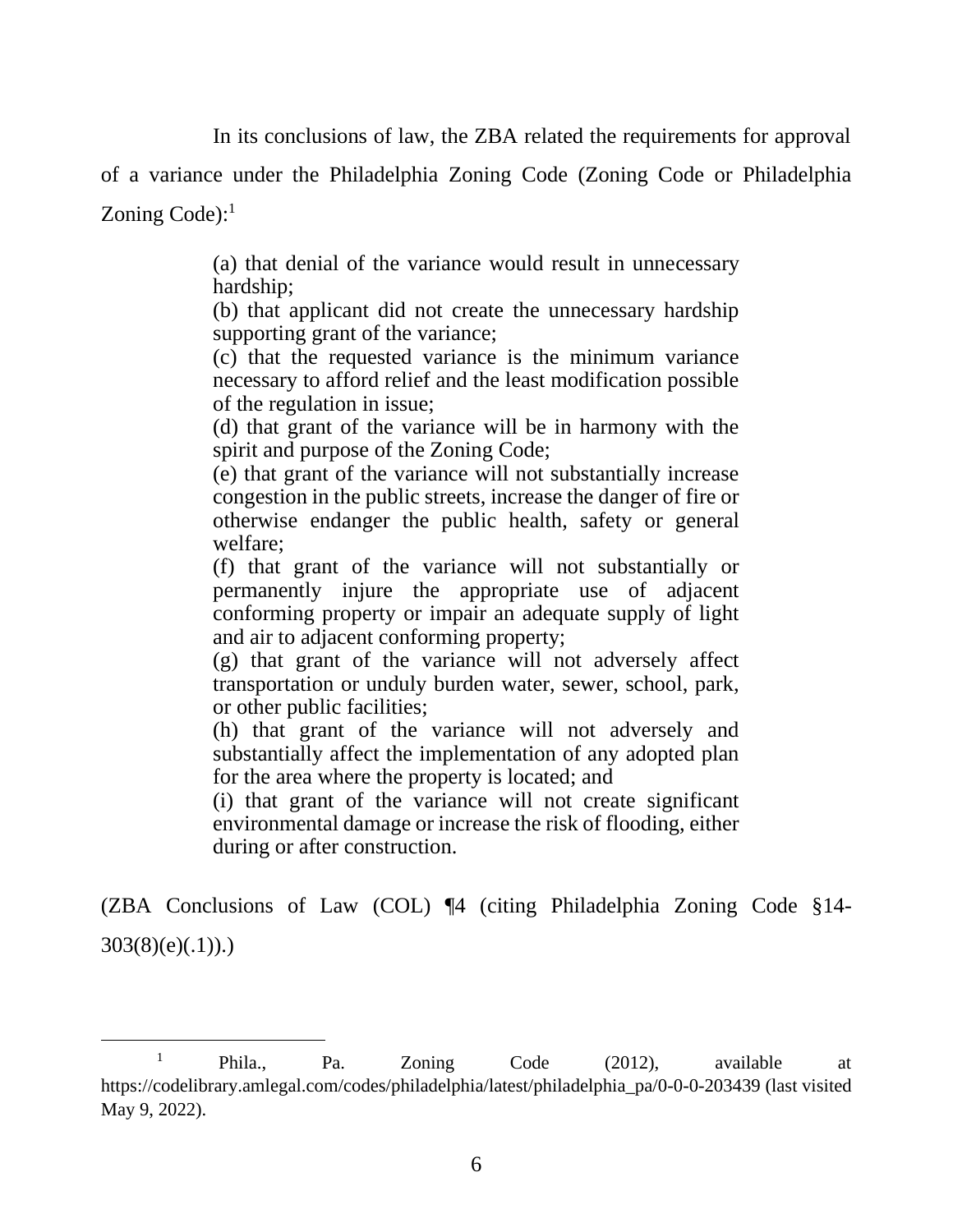In its conclusions of law, the ZBA related the requirements for approval of a variance under the Philadelphia Zoning Code (Zoning Code or Philadelphia Zoning Code):[1]

> (a) that denial of the variance would result in unnecessary hardship;
> (b) that applicant did not create the unnecessary hardship supporting grant of the variance;
> (c) that the requested variance is the minimum variance necessary to afford relief and the least modification possible of the regulation in issue;
> (d) that grant of the variance will be in harmony with the spirit and purpose of the Zoning Code;
> (e) that grant of the variance will not substantially increase congestion in the public streets, increase the danger of fire or otherwise endanger the public health, safety or general welfare;
> (f) that grant of the variance will not substantially or permanently injure the appropriate use of adjacent conforming property or impair an adequate supply of light and air to adjacent conforming property;
> (g) that grant of the variance will not adversely affect transportation or unduly burden water, sewer, school, park, or other public facilities;
> (h) that grant of the variance will not adversely and substantially affect the implementation of any adopted plan for the area where the property is located; and
> (i) that grant of the variance will not create significant environmental damage or increase the risk of flooding, either during or after construction.

(ZBA Conclusions of Law (COL) ¶4 (citing Philadelphia Zoning Code §14-303(8)(e)(.1)).)

---

[1] Phila., Pa. Zoning Code (2012), available at https://codelibrary.amlegal.com/codes/philadelphia/latest/philadelphia_pa/0-0-0-203439 (last visited May 9, 2022).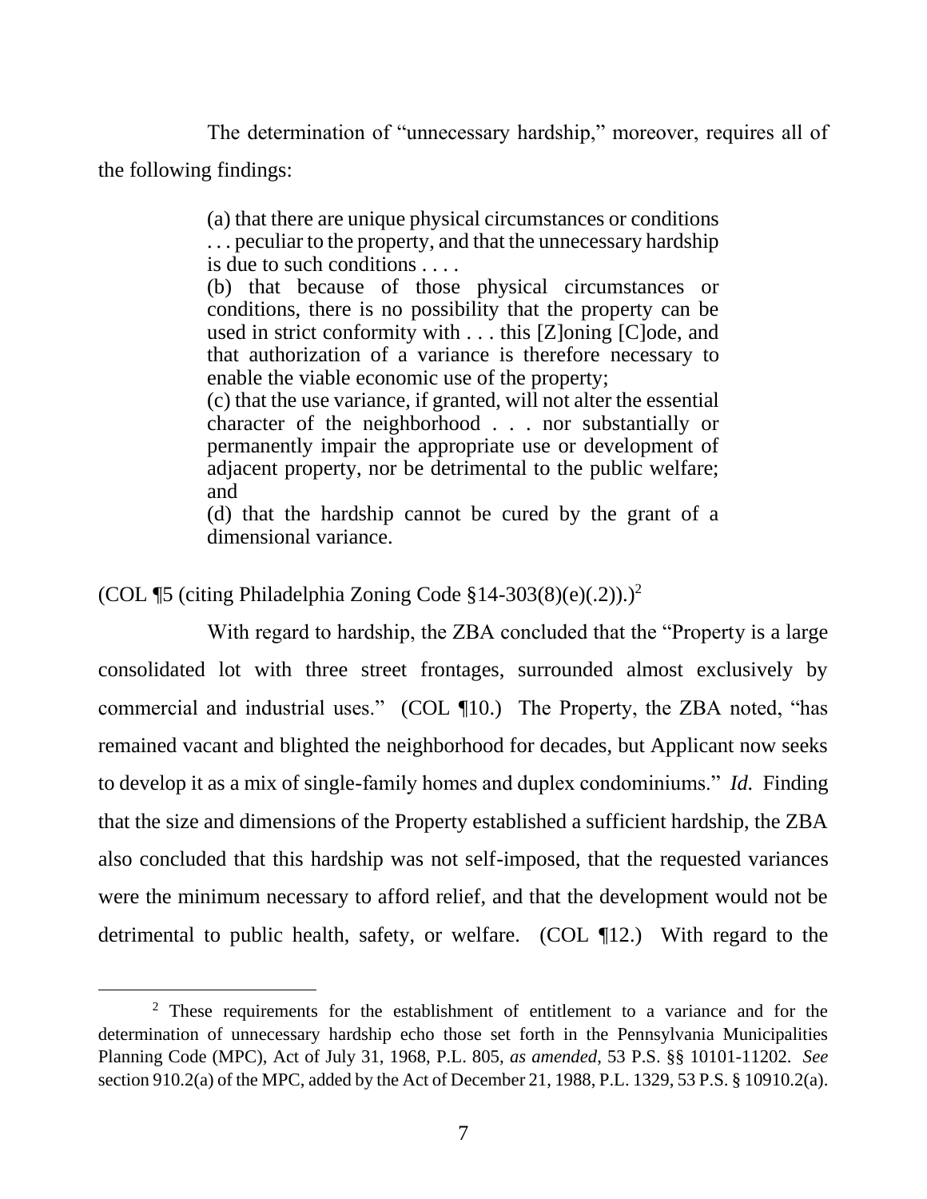The determination of "unnecessary hardship," moreover, requires all of the following findings:

> (a) that there are unique physical circumstances or conditions . . . peculiar to the property, and that the unnecessary hardship is due to such conditions . . . .
>
> (b) that because of those physical circumstances or conditions, there is no possibility that the property can be used in strict conformity with . . . this [Z]oning [C]ode, and that authorization of a variance is therefore necessary to enable the viable economic use of the property;
>
> (c) that the use variance, if granted, will not alter the essential character of the neighborhood . . . nor substantially or permanently impair the appropriate use or development of adjacent property, nor be detrimental to the public welfare; and
>
> (d) that the hardship cannot be cured by the grant of a dimensional variance.

(COL ¶5 (citing Philadelphia Zoning Code §14-303(8)(e)(.2)).)[2]

With regard to hardship, the ZBA concluded that the "Property is a large consolidated lot with three street frontages, surrounded almost exclusively by commercial and industrial uses." (COL ¶10.) The Property, the ZBA noted, "has remained vacant and blighted the neighborhood for decades, but Applicant now seeks to develop it as a mix of single-family homes and duplex condominiums." *Id.* Finding that the size and dimensions of the Property established a sufficient hardship, the ZBA also concluded that this hardship was not self-imposed, that the requested variances were the minimum necessary to afford relief, and that the development would not be detrimental to public health, safety, or welfare. (COL ¶12.) With regard to the

---

[2] These requirements for the establishment of entitlement to a variance and for the determination of unnecessary hardship echo those set forth in the Pennsylvania Municipalities Planning Code (MPC), Act of July 31, 1968, P.L. 805, *as amended*, 53 P.S. §§ 10101-11202. *See* section 910.2(a) of the MPC, added by the Act of December 21, 1988, P.L. 1329, 53 P.S. § 10910.2(a).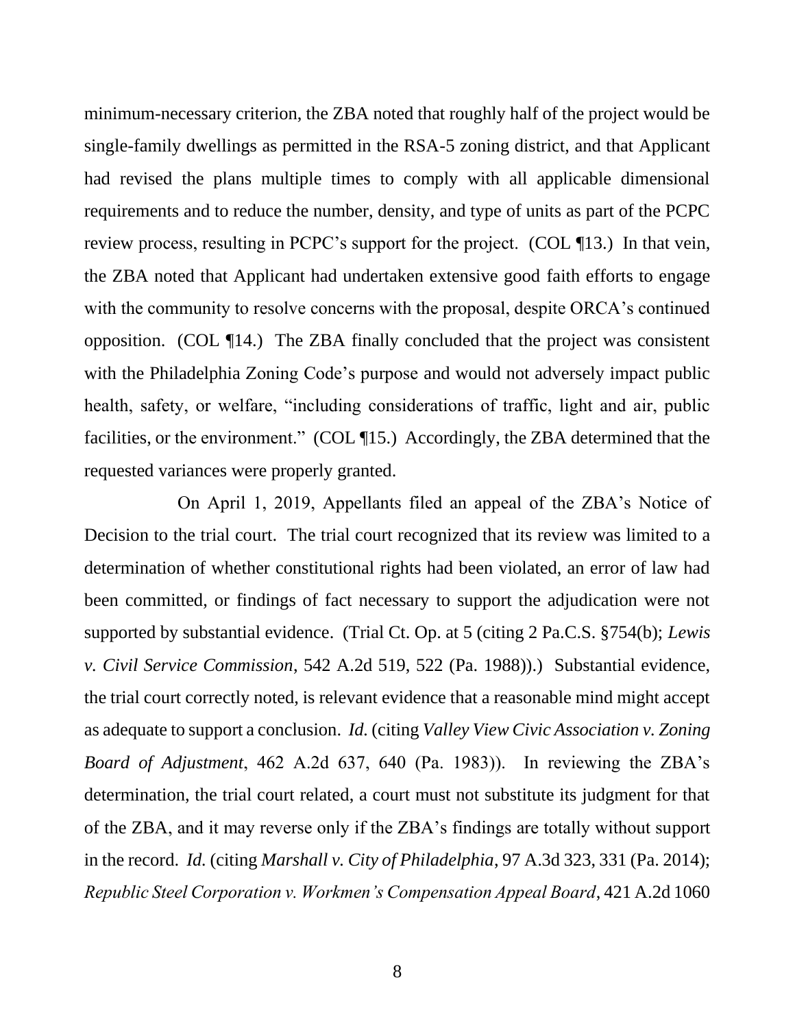minimum-necessary criterion, the ZBA noted that roughly half of the project would be single-family dwellings as permitted in the RSA-5 zoning district, and that Applicant had revised the plans multiple times to comply with all applicable dimensional requirements and to reduce the number, density, and type of units as part of the PCPC review process, resulting in PCPC's support for the project. (COL ¶13.) In that vein, the ZBA noted that Applicant had undertaken extensive good faith efforts to engage with the community to resolve concerns with the proposal, despite ORCA's continued opposition. (COL ¶14.) The ZBA finally concluded that the project was consistent with the Philadelphia Zoning Code's purpose and would not adversely impact public health, safety, or welfare, "including considerations of traffic, light and air, public facilities, or the environment." (COL ¶15.) Accordingly, the ZBA determined that the requested variances were properly granted.

On April 1, 2019, Appellants filed an appeal of the ZBA's Notice of Decision to the trial court. The trial court recognized that its review was limited to a determination of whether constitutional rights had been violated, an error of law had been committed, or findings of fact necessary to support the adjudication were not supported by substantial evidence. (Trial Ct. Op. at 5 (citing 2 Pa.C.S. §754(b); *Lewis v. Civil Service Commission*, 542 A.2d 519, 522 (Pa. 1988)).) Substantial evidence, the trial court correctly noted, is relevant evidence that a reasonable mind might accept as adequate to support a conclusion. *Id.* (citing *Valley View Civic Association v. Zoning Board of Adjustment*, 462 A.2d 637, 640 (Pa. 1983)). In reviewing the ZBA's determination, the trial court related, a court must not substitute its judgment for that of the ZBA, and it may reverse only if the ZBA's findings are totally without support in the record. *Id.* (citing *Marshall v. City of Philadelphia*, 97 A.3d 323, 331 (Pa. 2014); *Republic Steel Corporation v. Workmen's Compensation Appeal Board*, 421 A.2d 1060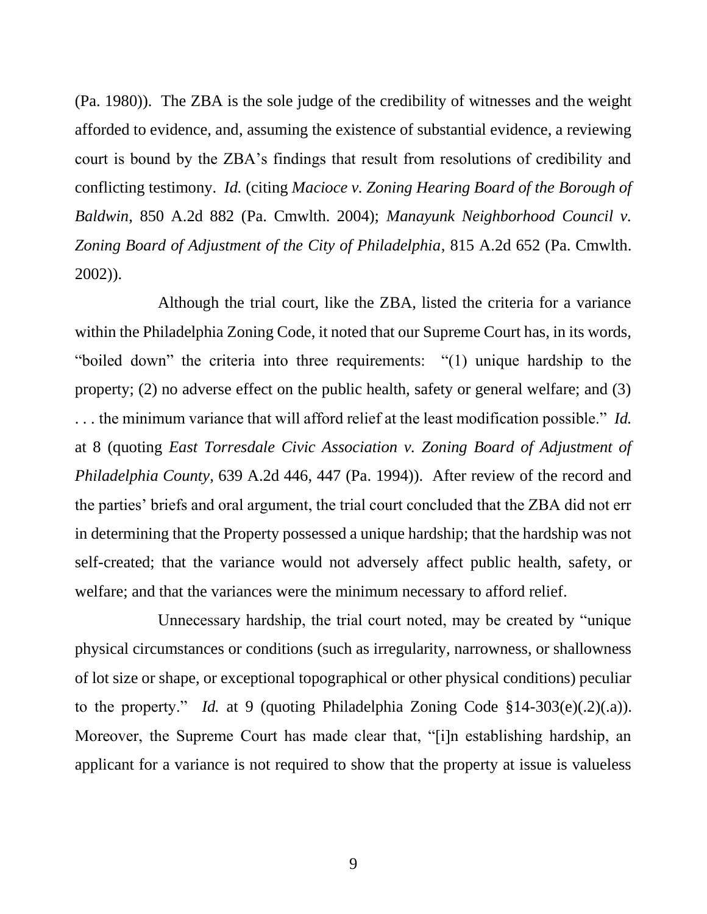(Pa. 1980)). The ZBA is the sole judge of the credibility of witnesses and the weight afforded to evidence, and, assuming the existence of substantial evidence, a reviewing court is bound by the ZBA's findings that result from resolutions of credibility and conflicting testimony. *Id.* (citing *Macioce v. Zoning Hearing Board of the Borough of Baldwin*, 850 A.2d 882 (Pa. Cmwlth. 2004); *Manayunk Neighborhood Council v. Zoning Board of Adjustment of the City of Philadelphia*, 815 A.2d 652 (Pa. Cmwlth. 2002)).

Although the trial court, like the ZBA, listed the criteria for a variance within the Philadelphia Zoning Code, it noted that our Supreme Court has, in its words, "boiled down" the criteria into three requirements: "(1) unique hardship to the property; (2) no adverse effect on the public health, safety or general welfare; and (3) . . . the minimum variance that will afford relief at the least modification possible." *Id.* at 8 (quoting *East Torresdale Civic Association v. Zoning Board of Adjustment of Philadelphia County*, 639 A.2d 446, 447 (Pa. 1994)). After review of the record and the parties' briefs and oral argument, the trial court concluded that the ZBA did not err in determining that the Property possessed a unique hardship; that the hardship was not self-created; that the variance would not adversely affect public health, safety, or welfare; and that the variances were the minimum necessary to afford relief.

Unnecessary hardship, the trial court noted, may be created by "unique physical circumstances or conditions (such as irregularity, narrowness, or shallowness of lot size or shape, or exceptional topographical or other physical conditions) peculiar to the property." *Id.* at 9 (quoting Philadelphia Zoning Code §14-303(e)(.2)(.a)). Moreover, the Supreme Court has made clear that, "[i]n establishing hardship, an applicant for a variance is not required to show that the property at issue is valueless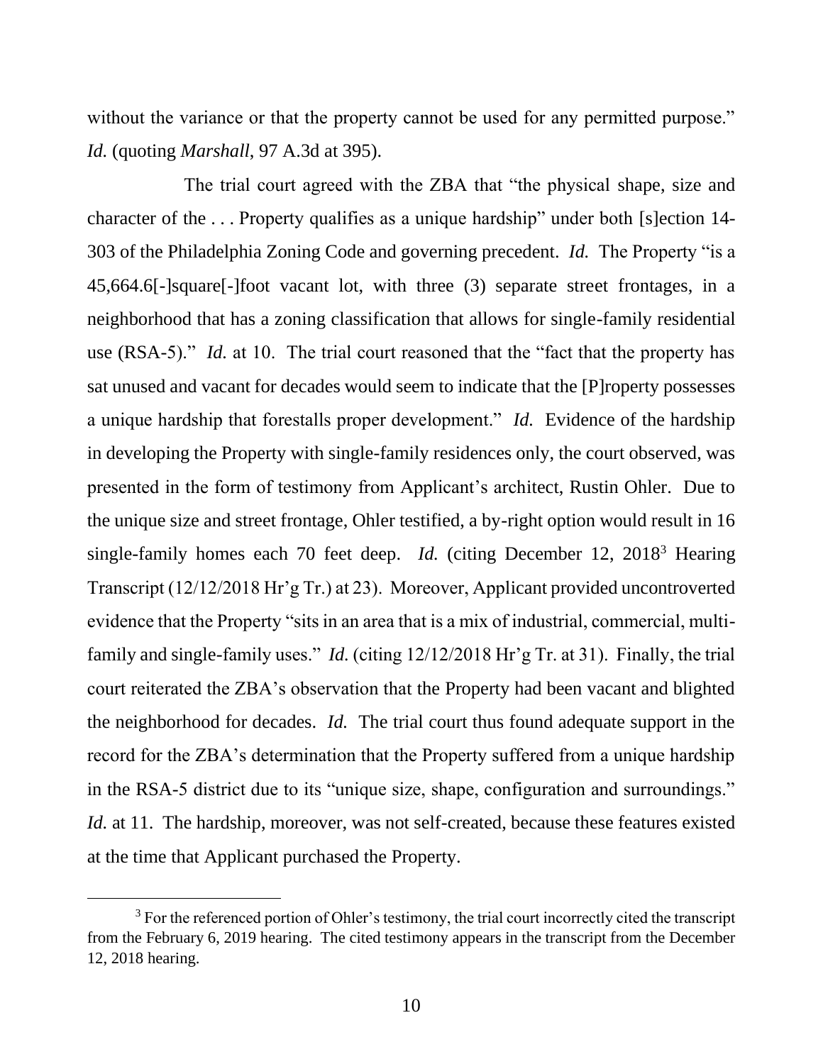without the variance or that the property cannot be used for any permitted purpose." *Id.* (quoting *Marshall*, 97 A.3d at 395).

The trial court agreed with the ZBA that "the physical shape, size and character of the . . . Property qualifies as a unique hardship" under both [s]ection 14-303 of the Philadelphia Zoning Code and governing precedent. *Id.* The Property "is a 45,664.6[-]square[-]foot vacant lot, with three (3) separate street frontages, in a neighborhood that has a zoning classification that allows for single-family residential use (RSA-5)." *Id.* at 10. The trial court reasoned that the "fact that the property has sat unused and vacant for decades would seem to indicate that the [P]roperty possesses a unique hardship that forestalls proper development." *Id.* Evidence of the hardship in developing the Property with single-family residences only, the court observed, was presented in the form of testimony from Applicant's architect, Rustin Ohler. Due to the unique size and street frontage, Ohler testified, a by-right option would result in 16 single-family homes each 70 feet deep. *Id.* (citing December 12, 2018[3] Hearing Transcript (12/12/2018 Hr'g Tr.) at 23). Moreover, Applicant provided uncontroverted evidence that the Property "sits in an area that is a mix of industrial, commercial, multi-family and single-family uses." *Id.* (citing 12/12/2018 Hr'g Tr. at 31). Finally, the trial court reiterated the ZBA's observation that the Property had been vacant and blighted the neighborhood for decades. *Id.* The trial court thus found adequate support in the record for the ZBA's determination that the Property suffered from a unique hardship in the RSA-5 district due to its "unique size, shape, configuration and surroundings." *Id.* at 11. The hardship, moreover, was not self-created, because these features existed at the time that Applicant purchased the Property.

---

[3] For the referenced portion of Ohler's testimony, the trial court incorrectly cited the transcript from the February 6, 2019 hearing. The cited testimony appears in the transcript from the December 12, 2018 hearing.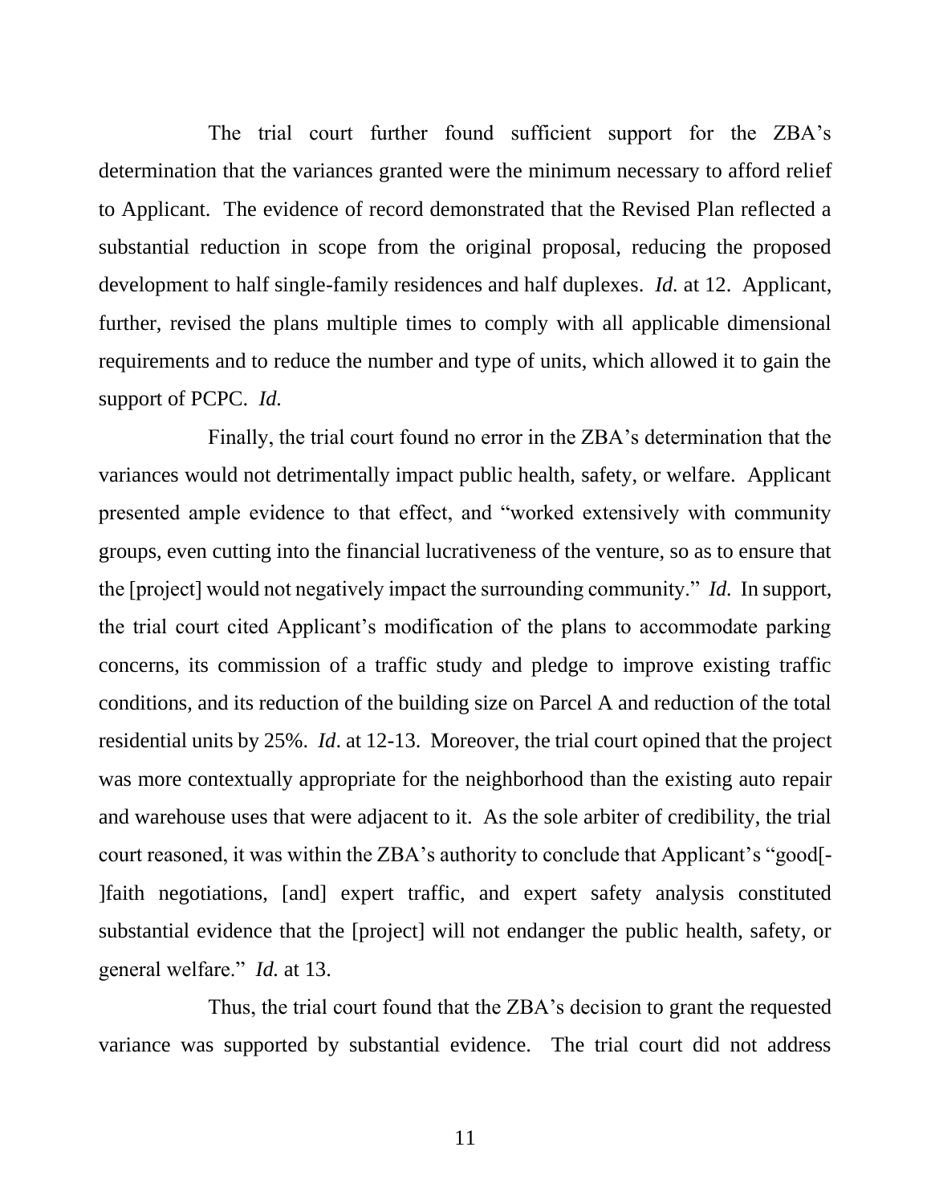The trial court further found sufficient support for the ZBA's determination that the variances granted were the minimum necessary to afford relief to Applicant. The evidence of record demonstrated that the Revised Plan reflected a substantial reduction in scope from the original proposal, reducing the proposed development to half single-family residences and half duplexes. *Id.* at 12. Applicant, further, revised the plans multiple times to comply with all applicable dimensional requirements and to reduce the number and type of units, which allowed it to gain the support of PCPC. *Id.*

Finally, the trial court found no error in the ZBA's determination that the variances would not detrimentally impact public health, safety, or welfare. Applicant presented ample evidence to that effect, and "worked extensively with community groups, even cutting into the financial lucrativeness of the venture, so as to ensure that the [project] would not negatively impact the surrounding community." *Id.* In support, the trial court cited Applicant's modification of the plans to accommodate parking concerns, its commission of a traffic study and pledge to improve existing traffic conditions, and its reduction of the building size on Parcel A and reduction of the total residential units by 25%. *Id*. at 12-13. Moreover, the trial court opined that the project was more contextually appropriate for the neighborhood than the existing auto repair and warehouse uses that were adjacent to it. As the sole arbiter of credibility, the trial court reasoned, it was within the ZBA's authority to conclude that Applicant's "good[-]faith negotiations, [and] expert traffic, and expert safety analysis constituted substantial evidence that the [project] will not endanger the public health, safety, or general welfare." *Id.* at 13.

Thus, the trial court found that the ZBA's decision to grant the requested variance was supported by substantial evidence. The trial court did not address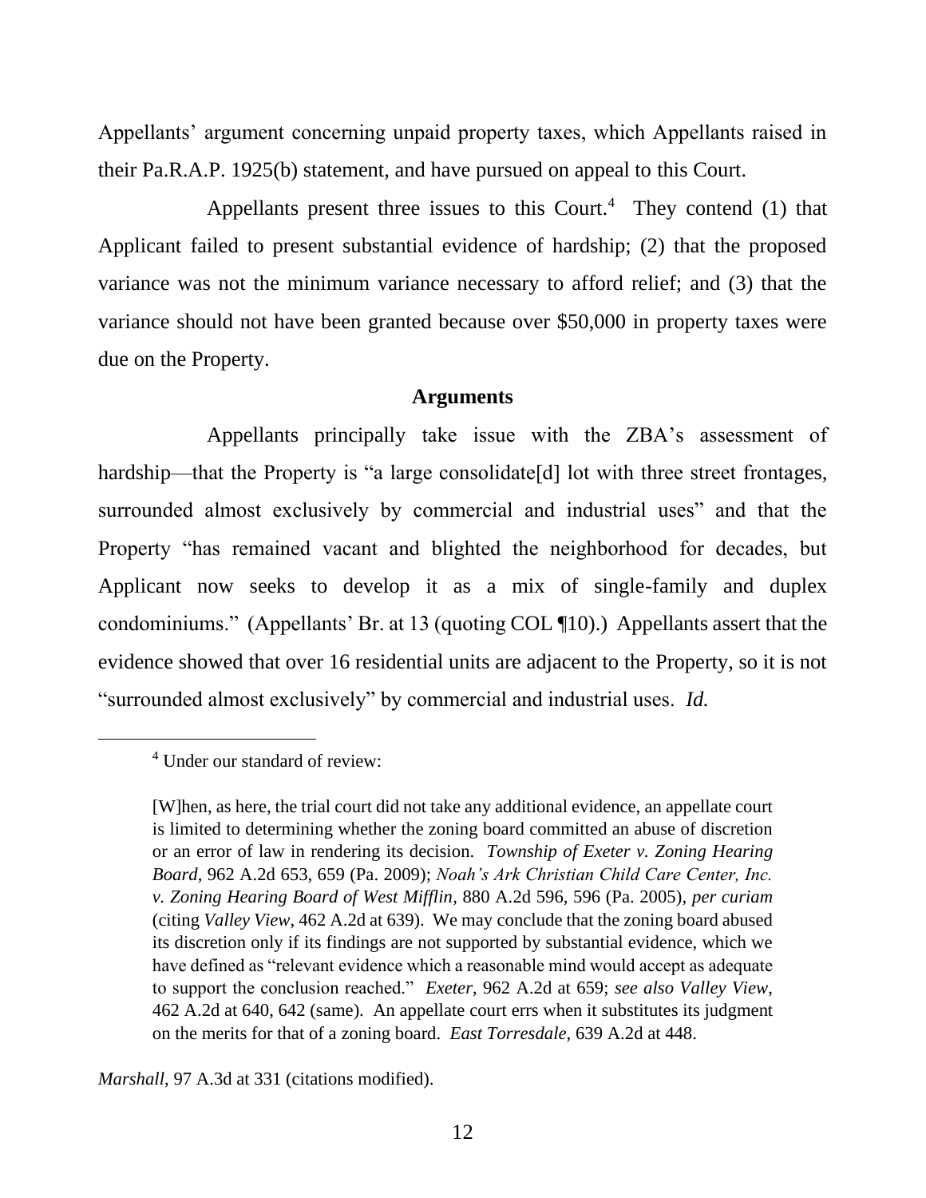Appellants' argument concerning unpaid property taxes, which Appellants raised in their Pa.R.A.P. 1925(b) statement, and have pursued on appeal to this Court.

Appellants present three issues to this Court.[4] They contend (1) that Applicant failed to present substantial evidence of hardship; (2) that the proposed variance was not the minimum variance necessary to afford relief; and (3) that the variance should not have been granted because over $50,000 in property taxes were due on the Property.

**Arguments**

Appellants principally take issue with the ZBA's assessment of hardship—that the Property is "a large consolidate[d] lot with three street frontages, surrounded almost exclusively by commercial and industrial uses" and that the Property "has remained vacant and blighted the neighborhood for decades, but Applicant now seeks to develop it as a mix of single-family and duplex condominiums." (Appellants' Br. at 13 (quoting COL ¶10).) Appellants assert that the evidence showed that over 16 residential units are adjacent to the Property, so it is not "surrounded almost exclusively" by commercial and industrial uses. *Id.*

---

[4] Under our standard of review:

> [W]hen, as here, the trial court did not take any additional evidence, an appellate court is limited to determining whether the zoning board committed an abuse of discretion or an error of law in rendering its decision. *Township of Exeter v. Zoning Hearing Board*, 962 A.2d 653, 659 (Pa. 2009); *Noah's Ark Christian Child Care Center, Inc. v. Zoning Hearing Board of West Mifflin*, 880 A.2d 596, 596 (Pa. 2005), *per curiam* (citing *Valley View*, 462 A.2d at 639). We may conclude that the zoning board abused its discretion only if its findings are not supported by substantial evidence, which we have defined as "relevant evidence which a reasonable mind would accept as adequate to support the conclusion reached." *Exeter*, 962 A.2d at 659; *see also Valley View*, 462 A.2d at 640, 642 (same). An appellate court errs when it substitutes its judgment on the merits for that of a zoning board. *East Torresdale*, 639 A.2d at 448.

*Marshall*, 97 A.3d at 331 (citations modified).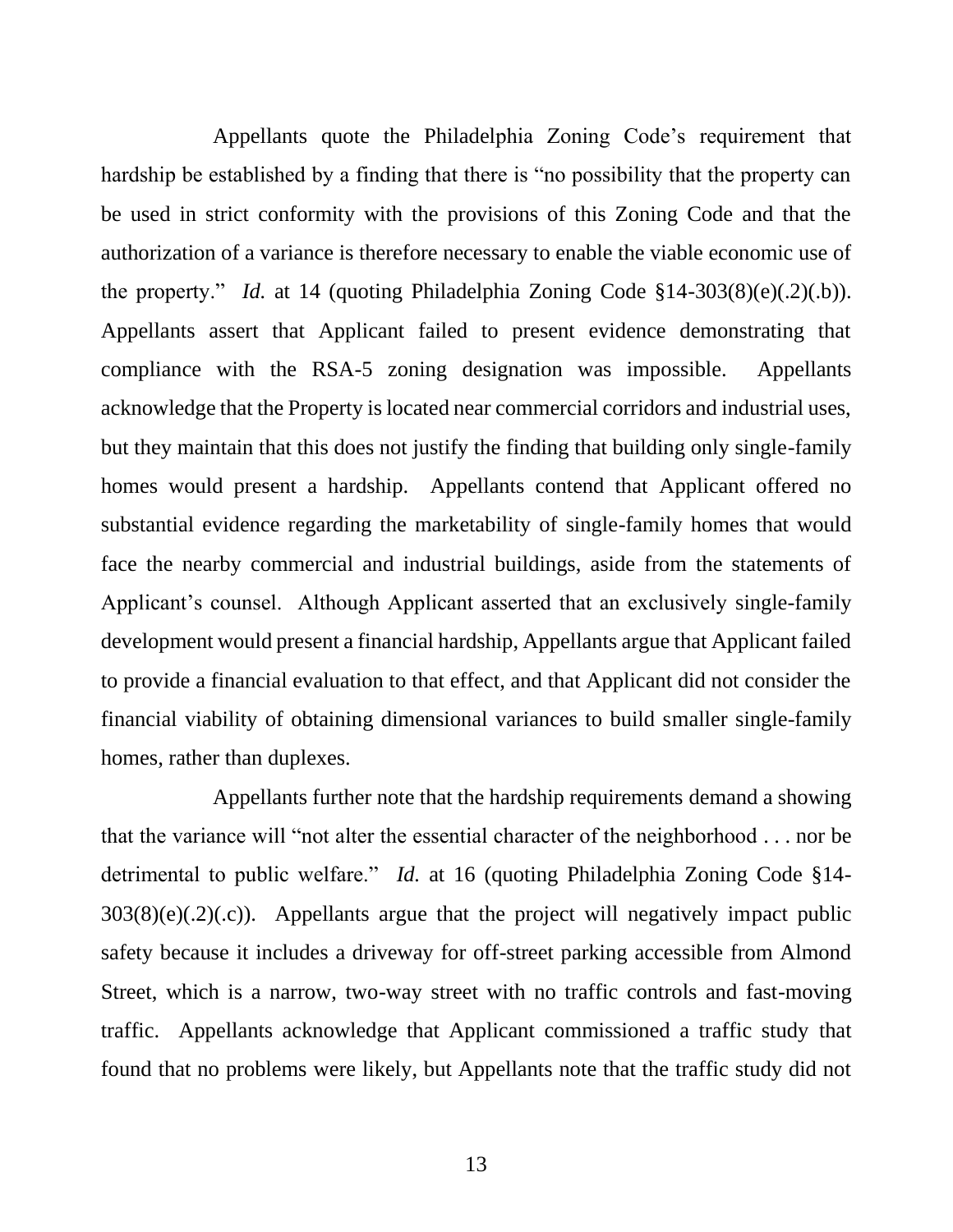Appellants quote the Philadelphia Zoning Code's requirement that hardship be established by a finding that there is "no possibility that the property can be used in strict conformity with the provisions of this Zoning Code and that the authorization of a variance is therefore necessary to enable the viable economic use of the property." *Id.* at 14 (quoting Philadelphia Zoning Code §14-303(8)(e)(.2)(.b)). Appellants assert that Applicant failed to present evidence demonstrating that compliance with the RSA-5 zoning designation was impossible. Appellants acknowledge that the Property is located near commercial corridors and industrial uses, but they maintain that this does not justify the finding that building only single-family homes would present a hardship. Appellants contend that Applicant offered no substantial evidence regarding the marketability of single-family homes that would face the nearby commercial and industrial buildings, aside from the statements of Applicant's counsel. Although Applicant asserted that an exclusively single-family development would present a financial hardship, Appellants argue that Applicant failed to provide a financial evaluation to that effect, and that Applicant did not consider the financial viability of obtaining dimensional variances to build smaller single-family homes, rather than duplexes.

Appellants further note that the hardship requirements demand a showing that the variance will "not alter the essential character of the neighborhood . . . nor be detrimental to public welfare." *Id.* at 16 (quoting Philadelphia Zoning Code §14-303(8)(e)(.2)(.c)). Appellants argue that the project will negatively impact public safety because it includes a driveway for off-street parking accessible from Almond Street, which is a narrow, two-way street with no traffic controls and fast-moving traffic. Appellants acknowledge that Applicant commissioned a traffic study that found that no problems were likely, but Appellants note that the traffic study did not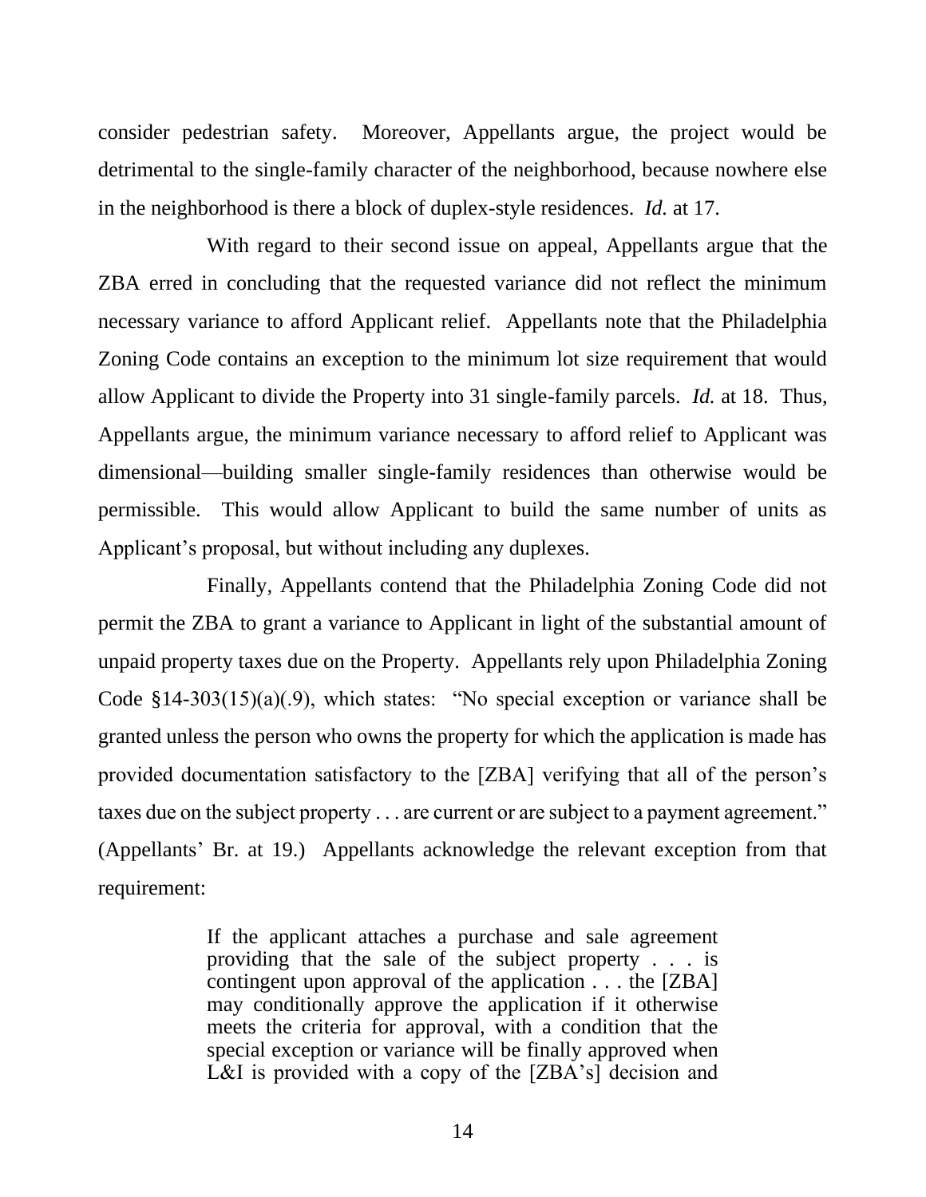consider pedestrian safety. Moreover, Appellants argue, the project would be detrimental to the single-family character of the neighborhood, because nowhere else in the neighborhood is there a block of duplex-style residences. *Id.* at 17.

With regard to their second issue on appeal, Appellants argue that the ZBA erred in concluding that the requested variance did not reflect the minimum necessary variance to afford Applicant relief. Appellants note that the Philadelphia Zoning Code contains an exception to the minimum lot size requirement that would allow Applicant to divide the Property into 31 single-family parcels. *Id.* at 18. Thus, Appellants argue, the minimum variance necessary to afford relief to Applicant was dimensional—building smaller single-family residences than otherwise would be permissible. This would allow Applicant to build the same number of units as Applicant's proposal, but without including any duplexes.

Finally, Appellants contend that the Philadelphia Zoning Code did not permit the ZBA to grant a variance to Applicant in light of the substantial amount of unpaid property taxes due on the Property. Appellants rely upon Philadelphia Zoning Code §14-303(15)(a)(.9), which states: "No special exception or variance shall be granted unless the person who owns the property for which the application is made has provided documentation satisfactory to the [ZBA] verifying that all of the person's taxes due on the subject property . . . are current or are subject to a payment agreement." (Appellants' Br. at 19.) Appellants acknowledge the relevant exception from that requirement:

> If the applicant attaches a purchase and sale agreement providing that the sale of the subject property . . . is contingent upon approval of the application . . . the [ZBA] may conditionally approve the application if it otherwise meets the criteria for approval, with a condition that the special exception or variance will be finally approved when L&I is provided with a copy of the [ZBA's] decision and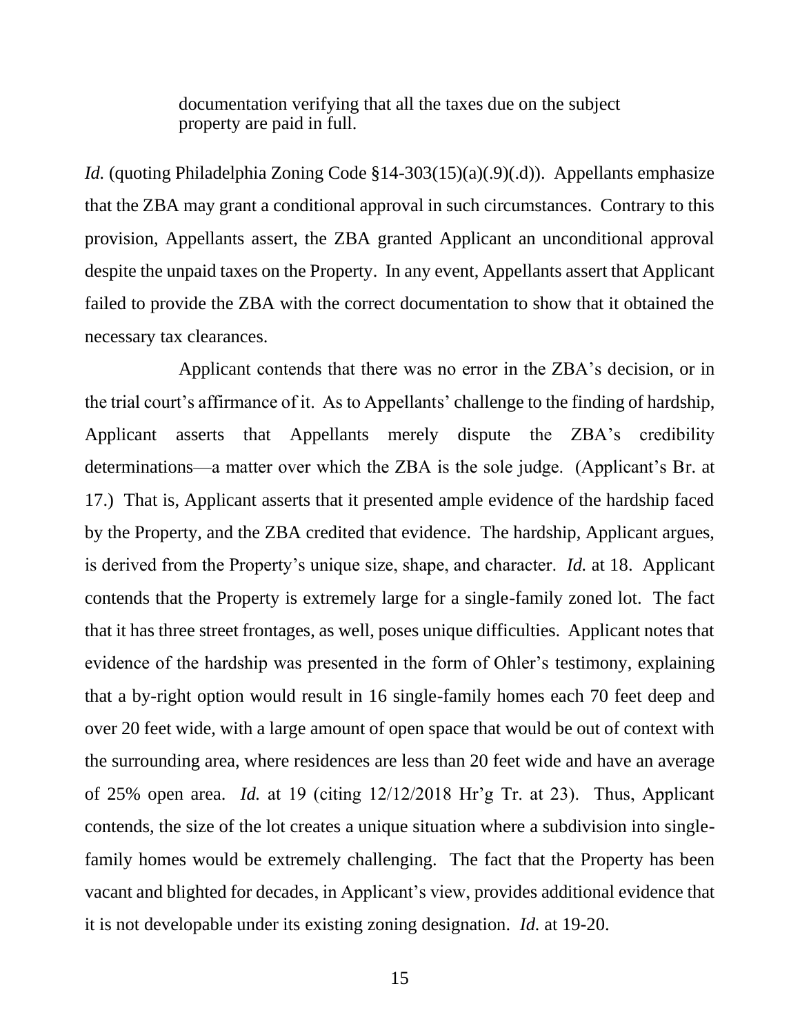> documentation verifying that all the taxes due on the subject property are paid in full.

*Id.* (quoting Philadelphia Zoning Code §14-303(15)(a)(.9)(.d)). Appellants emphasize that the ZBA may grant a conditional approval in such circumstances. Contrary to this provision, Appellants assert, the ZBA granted Applicant an unconditional approval despite the unpaid taxes on the Property. In any event, Appellants assert that Applicant failed to provide the ZBA with the correct documentation to show that it obtained the necessary tax clearances.

Applicant contends that there was no error in the ZBA's decision, or in the trial court's affirmance of it. As to Appellants' challenge to the finding of hardship, Applicant asserts that Appellants merely dispute the ZBA's credibility determinations—a matter over which the ZBA is the sole judge. (Applicant's Br. at 17.) That is, Applicant asserts that it presented ample evidence of the hardship faced by the Property, and the ZBA credited that evidence. The hardship, Applicant argues, is derived from the Property's unique size, shape, and character. *Id.* at 18. Applicant contends that the Property is extremely large for a single-family zoned lot. The fact that it has three street frontages, as well, poses unique difficulties. Applicant notes that evidence of the hardship was presented in the form of Ohler's testimony, explaining that a by-right option would result in 16 single-family homes each 70 feet deep and over 20 feet wide, with a large amount of open space that would be out of context with the surrounding area, where residences are less than 20 feet wide and have an average of 25% open area. *Id.* at 19 (citing 12/12/2018 Hr'g Tr. at 23). Thus, Applicant contends, the size of the lot creates a unique situation where a subdivision into single-family homes would be extremely challenging. The fact that the Property has been vacant and blighted for decades, in Applicant's view, provides additional evidence that it is not developable under its existing zoning designation. *Id.* at 19-20.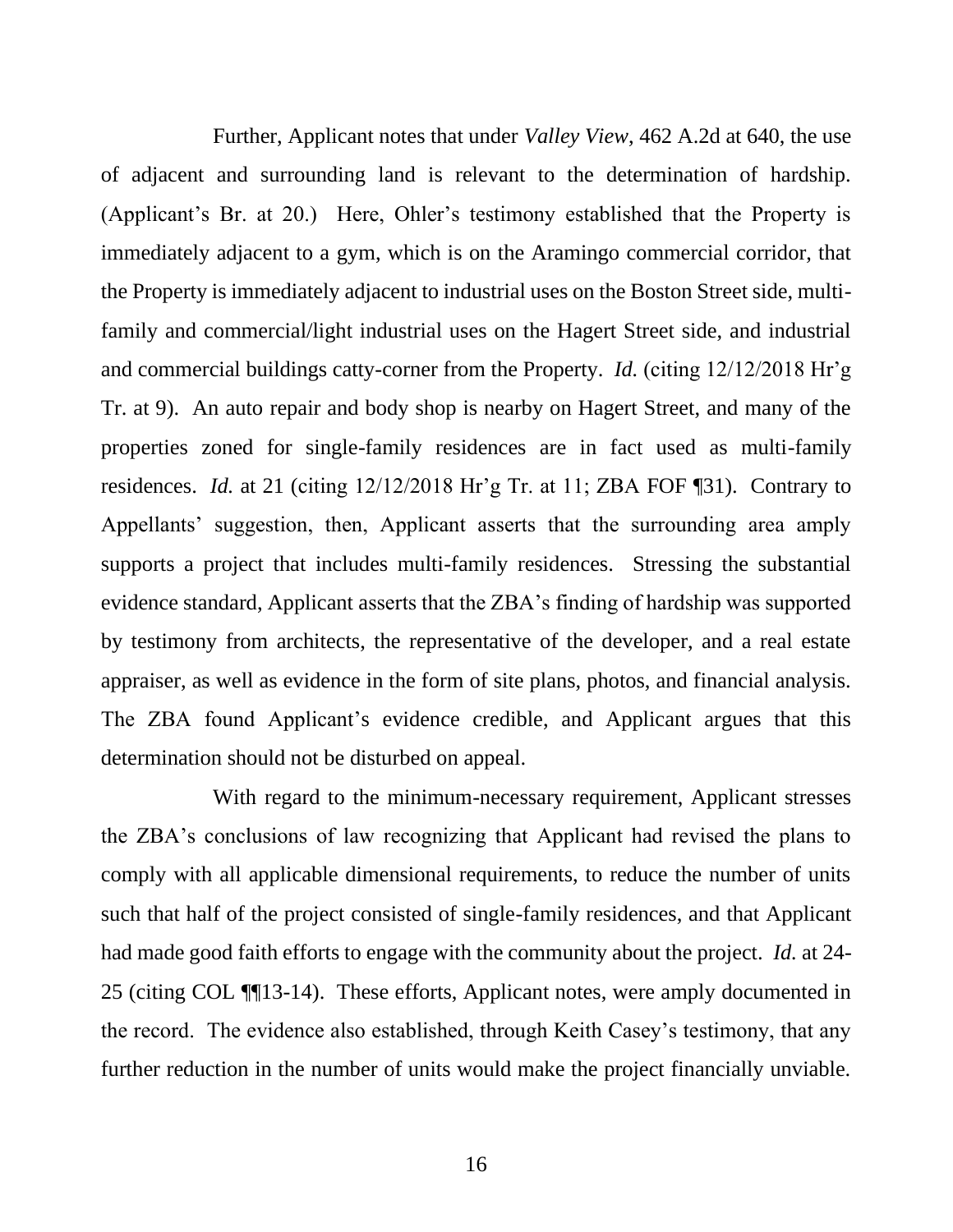Further, Applicant notes that under *Valley View*, 462 A.2d at 640, the use of adjacent and surrounding land is relevant to the determination of hardship. (Applicant's Br. at 20.) Here, Ohler's testimony established that the Property is immediately adjacent to a gym, which is on the Aramingo commercial corridor, that the Property is immediately adjacent to industrial uses on the Boston Street side, multi-family and commercial/light industrial uses on the Hagert Street side, and industrial and commercial buildings catty-corner from the Property. *Id.* (citing 12/12/2018 Hr'g Tr. at 9). An auto repair and body shop is nearby on Hagert Street, and many of the properties zoned for single-family residences are in fact used as multi-family residences. *Id.* at 21 (citing 12/12/2018 Hr'g Tr. at 11; ZBA FOF ¶31). Contrary to Appellants' suggestion, then, Applicant asserts that the surrounding area amply supports a project that includes multi-family residences. Stressing the substantial evidence standard, Applicant asserts that the ZBA's finding of hardship was supported by testimony from architects, the representative of the developer, and a real estate appraiser, as well as evidence in the form of site plans, photos, and financial analysis. The ZBA found Applicant's evidence credible, and Applicant argues that this determination should not be disturbed on appeal.

With regard to the minimum-necessary requirement, Applicant stresses the ZBA's conclusions of law recognizing that Applicant had revised the plans to comply with all applicable dimensional requirements, to reduce the number of units such that half of the project consisted of single-family residences, and that Applicant had made good faith efforts to engage with the community about the project. *Id.* at 24-25 (citing COL ¶¶13-14). These efforts, Applicant notes, were amply documented in the record. The evidence also established, through Keith Casey's testimony, that any further reduction in the number of units would make the project financially unviable.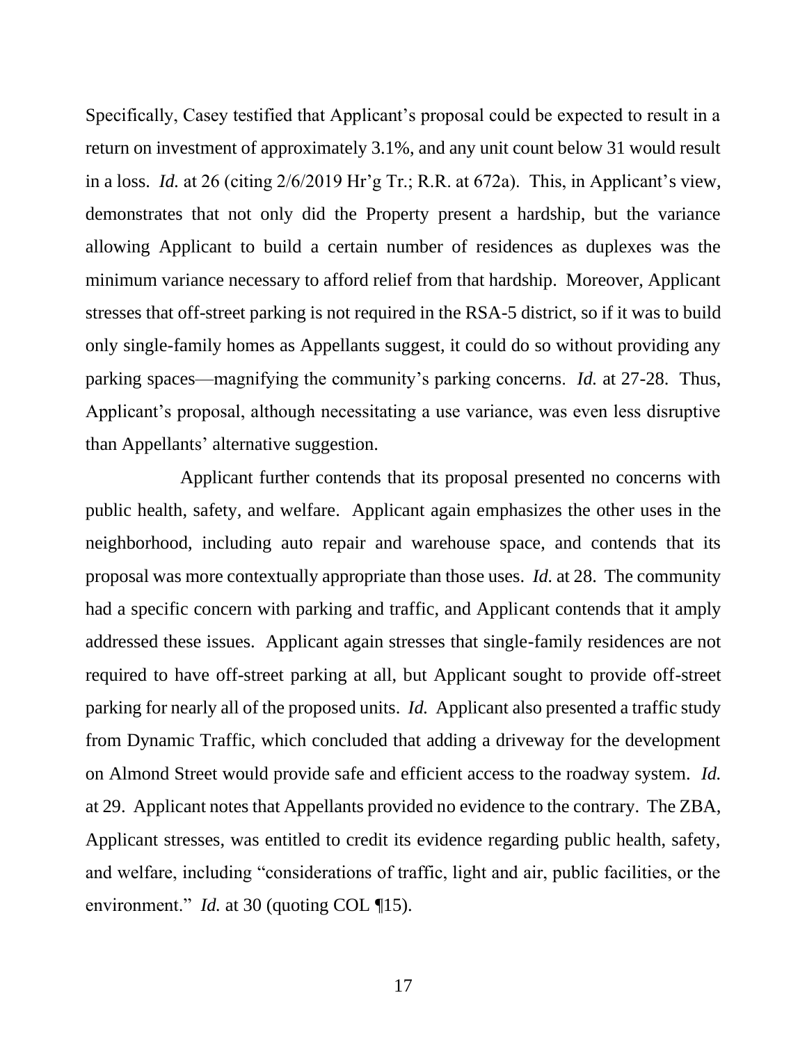Specifically, Casey testified that Applicant's proposal could be expected to result in a return on investment of approximately 3.1%, and any unit count below 31 would result in a loss. *Id.* at 26 (citing 2/6/2019 Hr'g Tr.; R.R. at 672a). This, in Applicant's view, demonstrates that not only did the Property present a hardship, but the variance allowing Applicant to build a certain number of residences as duplexes was the minimum variance necessary to afford relief from that hardship. Moreover, Applicant stresses that off-street parking is not required in the RSA-5 district, so if it was to build only single-family homes as Appellants suggest, it could do so without providing any parking spaces—magnifying the community's parking concerns. *Id.* at 27-28. Thus, Applicant's proposal, although necessitating a use variance, was even less disruptive than Appellants' alternative suggestion.

Applicant further contends that its proposal presented no concerns with public health, safety, and welfare. Applicant again emphasizes the other uses in the neighborhood, including auto repair and warehouse space, and contends that its proposal was more contextually appropriate than those uses. *Id.* at 28. The community had a specific concern with parking and traffic, and Applicant contends that it amply addressed these issues. Applicant again stresses that single-family residences are not required to have off-street parking at all, but Applicant sought to provide off-street parking for nearly all of the proposed units. *Id.* Applicant also presented a traffic study from Dynamic Traffic, which concluded that adding a driveway for the development on Almond Street would provide safe and efficient access to the roadway system. *Id.* at 29. Applicant notes that Appellants provided no evidence to the contrary. The ZBA, Applicant stresses, was entitled to credit its evidence regarding public health, safety, and welfare, including "considerations of traffic, light and air, public facilities, or the environment." *Id.* at 30 (quoting COL ¶15).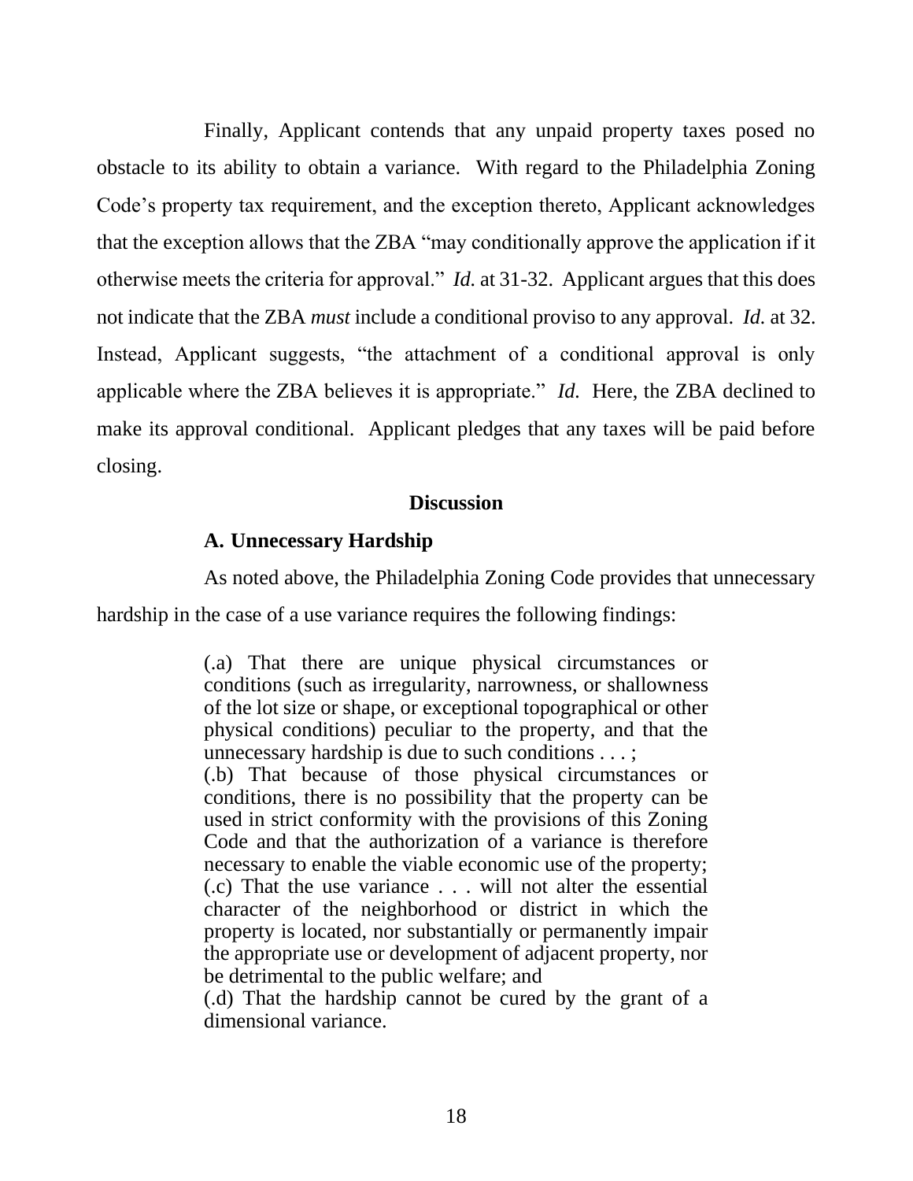Finally, Applicant contends that any unpaid property taxes posed no obstacle to its ability to obtain a variance. With regard to the Philadelphia Zoning Code's property tax requirement, and the exception thereto, Applicant acknowledges that the exception allows that the ZBA "may conditionally approve the application if it otherwise meets the criteria for approval." *Id.* at 31-32. Applicant argues that this does not indicate that the ZBA *must* include a conditional proviso to any approval. *Id.* at 32. Instead, Applicant suggests, "the attachment of a conditional approval is only applicable where the ZBA believes it is appropriate." *Id.* Here, the ZBA declined to make its approval conditional. Applicant pledges that any taxes will be paid before closing.

## Discussion

### A. Unnecessary Hardship

As noted above, the Philadelphia Zoning Code provides that unnecessary hardship in the case of a use variance requires the following findings:

> (.a) That there are unique physical circumstances or conditions (such as irregularity, narrowness, or shallowness of the lot size or shape, or exceptional topographical or other physical conditions) peculiar to the property, and that the unnecessary hardship is due to such conditions . . . ;
> (.b) That because of those physical circumstances or conditions, there is no possibility that the property can be used in strict conformity with the provisions of this Zoning Code and that the authorization of a variance is therefore necessary to enable the viable economic use of the property;
> (.c) That the use variance . . . will not alter the essential character of the neighborhood or district in which the property is located, nor substantially or permanently impair the appropriate use or development of adjacent property, nor be detrimental to the public welfare; and
> (.d) That the hardship cannot be cured by the grant of a dimensional variance.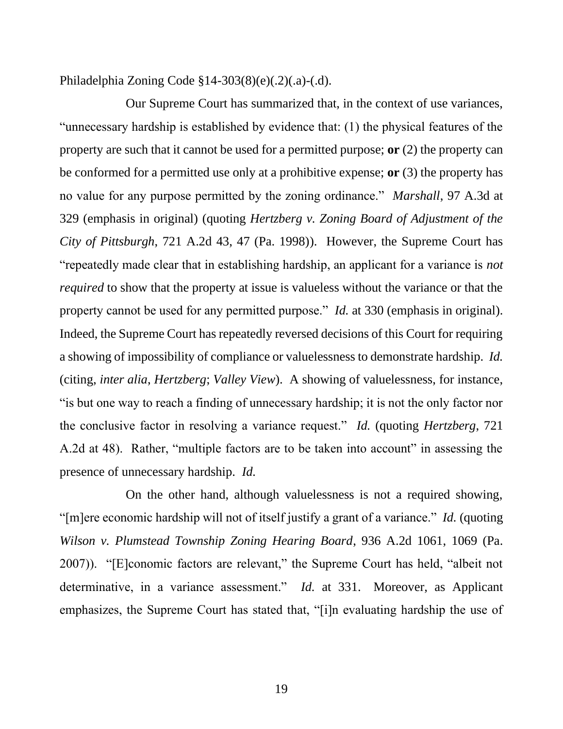Philadelphia Zoning Code §14-303(8)(e)(.2)(.a)-(.d).

Our Supreme Court has summarized that, in the context of use variances, "unnecessary hardship is established by evidence that: (1) the physical features of the property are such that it cannot be used for a permitted purpose; **or** (2) the property can be conformed for a permitted use only at a prohibitive expense; **or** (3) the property has no value for any purpose permitted by the zoning ordinance." *Marshall*, 97 A.3d at 329 (emphasis in original) (quoting *Hertzberg v. Zoning Board of Adjustment of the City of Pittsburgh*, 721 A.2d 43, 47 (Pa. 1998)). However, the Supreme Court has "repeatedly made clear that in establishing hardship, an applicant for a variance is *not required* to show that the property at issue is valueless without the variance or that the property cannot be used for any permitted purpose." *Id.* at 330 (emphasis in original). Indeed, the Supreme Court has repeatedly reversed decisions of this Court for requiring a showing of impossibility of compliance or valuelessness to demonstrate hardship. *Id.* (citing, *inter alia*, *Hertzberg*; *Valley View*). A showing of valuelessness, for instance, "is but one way to reach a finding of unnecessary hardship; it is not the only factor nor the conclusive factor in resolving a variance request." *Id.* (quoting *Hertzberg*, 721 A.2d at 48). Rather, "multiple factors are to be taken into account" in assessing the presence of unnecessary hardship. *Id.*

On the other hand, although valuelessness is not a required showing, "[m]ere economic hardship will not of itself justify a grant of a variance." *Id.* (quoting *Wilson v. Plumstead Township Zoning Hearing Board*, 936 A.2d 1061, 1069 (Pa. 2007)). "[E]conomic factors are relevant," the Supreme Court has held, "albeit not determinative, in a variance assessment." *Id.* at 331. Moreover, as Applicant emphasizes, the Supreme Court has stated that, "[i]n evaluating hardship the use of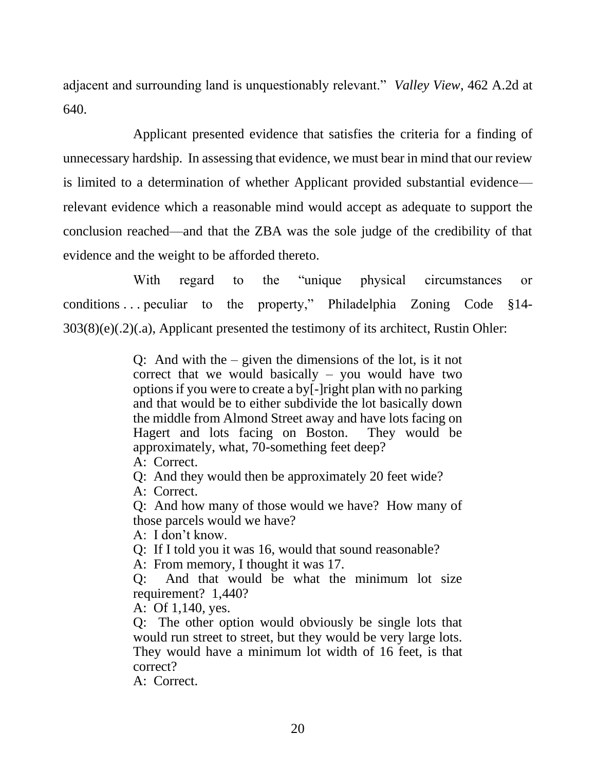adjacent and surrounding land is unquestionably relevant." *Valley View*, 462 A.2d at 640.

Applicant presented evidence that satisfies the criteria for a finding of unnecessary hardship. In assessing that evidence, we must bear in mind that our review is limited to a determination of whether Applicant provided substantial evidence—relevant evidence which a reasonable mind would accept as adequate to support the conclusion reached—and that the ZBA was the sole judge of the credibility of that evidence and the weight to be afforded thereto.

With regard to the "unique physical circumstances or conditions . . . peculiar to the property," Philadelphia Zoning Code §14-303(8)(e)(.2)(.a), Applicant presented the testimony of its architect, Rustin Ohler:

> Q: And with the – given the dimensions of the lot, is it not correct that we would basically – you would have two options if you were to create a by[-]right plan with no parking and that would be to either subdivide the lot basically down the middle from Almond Street away and have lots facing on Hagert and lots facing on Boston. They would be approximately, what, 70-something feet deep?
> A: Correct.
> Q: And they would then be approximately 20 feet wide?
> A: Correct.
> Q: And how many of those would we have? How many of those parcels would we have?
> A: I don't know.
> Q: If I told you it was 16, would that sound reasonable?
> A: From memory, I thought it was 17.
> Q: And that would be what the minimum lot size requirement? 1,440?
> A: Of 1,140, yes.
> Q: The other option would obviously be single lots that would run street to street, but they would be very large lots. They would have a minimum lot width of 16 feet, is that correct?
> A: Correct.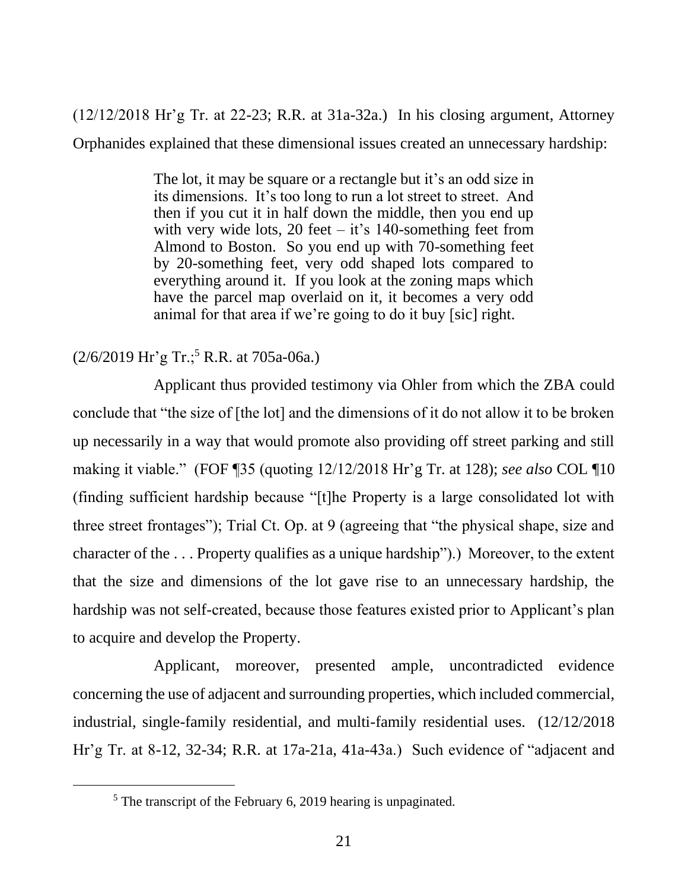(12/12/2018 Hr'g Tr. at 22-23; R.R. at 31a-32a.) In his closing argument, Attorney Orphanides explained that these dimensional issues created an unnecessary hardship:

> The lot, it may be square or a rectangle but it's an odd size in its dimensions. It's too long to run a lot street to street. And then if you cut it in half down the middle, then you end up with very wide lots, 20 feet – it's 140-something feet from Almond to Boston. So you end up with 70-something feet by 20-something feet, very odd shaped lots compared to everything around it. If you look at the zoning maps which have the parcel map overlaid on it, it becomes a very odd animal for that area if we're going to do it buy [sic] right.

(2/6/2019 Hr'g Tr.;[5] R.R. at 705a-06a.)

Applicant thus provided testimony via Ohler from which the ZBA could conclude that "the size of [the lot] and the dimensions of it do not allow it to be broken up necessarily in a way that would promote also providing off street parking and still making it viable." (FOF ¶35 (quoting 12/12/2018 Hr'g Tr. at 128); *see also* COL ¶10 (finding sufficient hardship because "[t]he Property is a large consolidated lot with three street frontages"); Trial Ct. Op. at 9 (agreeing that "the physical shape, size and character of the . . . Property qualifies as a unique hardship").) Moreover, to the extent that the size and dimensions of the lot gave rise to an unnecessary hardship, the hardship was not self-created, because those features existed prior to Applicant's plan to acquire and develop the Property.

Applicant, moreover, presented ample, uncontradicted evidence concerning the use of adjacent and surrounding properties, which included commercial, industrial, single-family residential, and multi-family residential uses. (12/12/2018 Hr'g Tr. at 8-12, 32-34; R.R. at 17a-21a, 41a-43a.) Such evidence of "adjacent and

---

[5] The transcript of the February 6, 2019 hearing is unpaginated.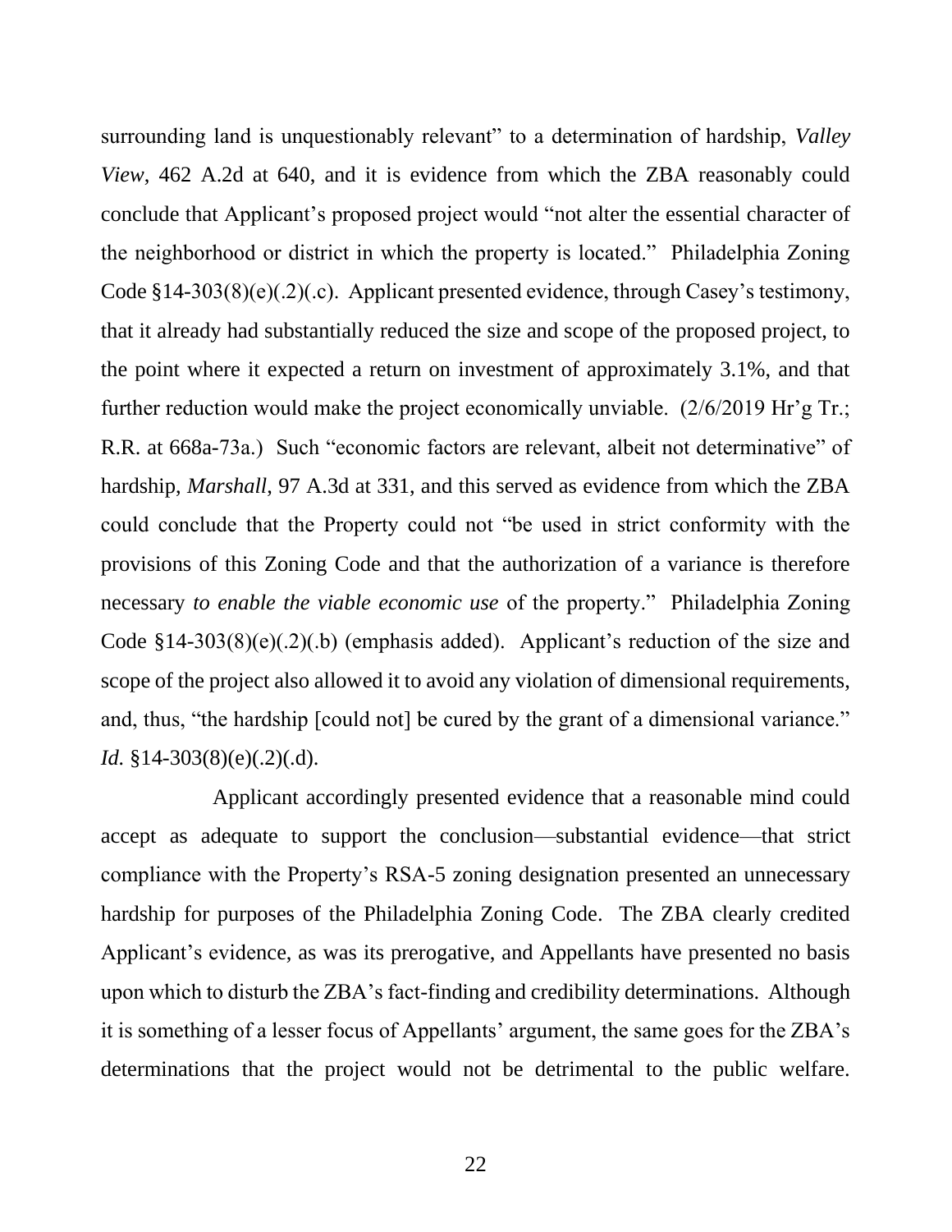surrounding land is unquestionably relevant" to a determination of hardship, *Valley View*, 462 A.2d at 640, and it is evidence from which the ZBA reasonably could conclude that Applicant's proposed project would "not alter the essential character of the neighborhood or district in which the property is located." Philadelphia Zoning Code §14-303(8)(e)(.2)(.c). Applicant presented evidence, through Casey's testimony, that it already had substantially reduced the size and scope of the proposed project, to the point where it expected a return on investment of approximately 3.1%, and that further reduction would make the project economically unviable. (2/6/2019 Hr'g Tr.; R.R. at 668a-73a.) Such "economic factors are relevant, albeit not determinative" of hardship, *Marshall*, 97 A.3d at 331, and this served as evidence from which the ZBA could conclude that the Property could not "be used in strict conformity with the provisions of this Zoning Code and that the authorization of a variance is therefore necessary *to enable the viable economic use* of the property." Philadelphia Zoning Code §14-303(8)(e)(.2)(.b) (emphasis added). Applicant's reduction of the size and scope of the project also allowed it to avoid any violation of dimensional requirements, and, thus, "the hardship [could not] be cured by the grant of a dimensional variance." *Id.* §14-303(8)(e)(.2)(.d).

Applicant accordingly presented evidence that a reasonable mind could accept as adequate to support the conclusion—substantial evidence—that strict compliance with the Property's RSA-5 zoning designation presented an unnecessary hardship for purposes of the Philadelphia Zoning Code. The ZBA clearly credited Applicant's evidence, as was its prerogative, and Appellants have presented no basis upon which to disturb the ZBA's fact-finding and credibility determinations. Although it is something of a lesser focus of Appellants' argument, the same goes for the ZBA's determinations that the project would not be detrimental to the public welfare.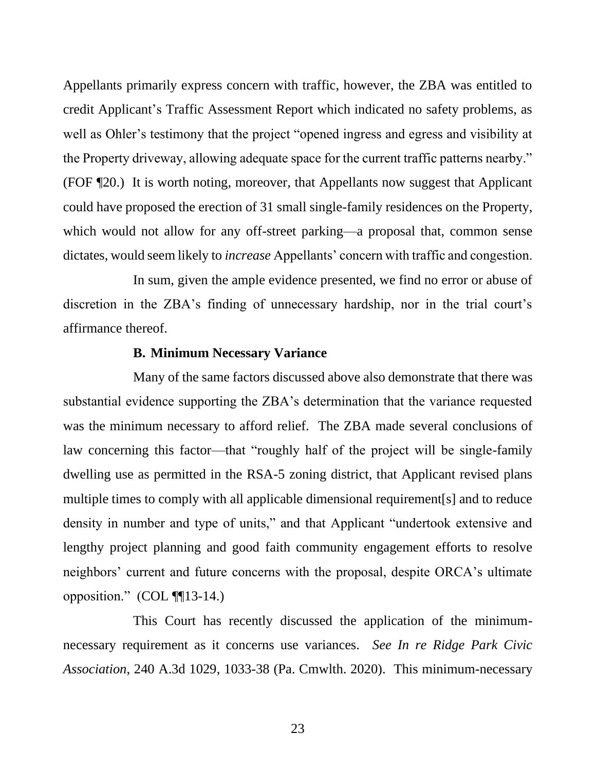Appellants primarily express concern with traffic, however, the ZBA was entitled to credit Applicant's Traffic Assessment Report which indicated no safety problems, as well as Ohler's testimony that the project "opened ingress and egress and visibility at the Property driveway, allowing adequate space for the current traffic patterns nearby." (FOF ¶20.) It is worth noting, moreover, that Appellants now suggest that Applicant could have proposed the erection of 31 small single-family residences on the Property, which would not allow for any off-street parking—a proposal that, common sense dictates, would seem likely to *increase* Appellants' concern with traffic and congestion.

In sum, given the ample evidence presented, we find no error or abuse of discretion in the ZBA's finding of unnecessary hardship, nor in the trial court's affirmance thereof.

### B. Minimum Necessary Variance

Many of the same factors discussed above also demonstrate that there was substantial evidence supporting the ZBA's determination that the variance requested was the minimum necessary to afford relief. The ZBA made several conclusions of law concerning this factor—that "roughly half of the project will be single-family dwelling use as permitted in the RSA-5 zoning district, that Applicant revised plans multiple times to comply with all applicable dimensional requirement[s] and to reduce density in number and type of units," and that Applicant "undertook extensive and lengthy project planning and good faith community engagement efforts to resolve neighbors' current and future concerns with the proposal, despite ORCA's ultimate opposition." (COL ¶¶13-14.)

This Court has recently discussed the application of the minimum-necessary requirement as it concerns use variances. *See In re Ridge Park Civic Association*, 240 A.3d 1029, 1033-38 (Pa. Cmwlth. 2020). This minimum-necessary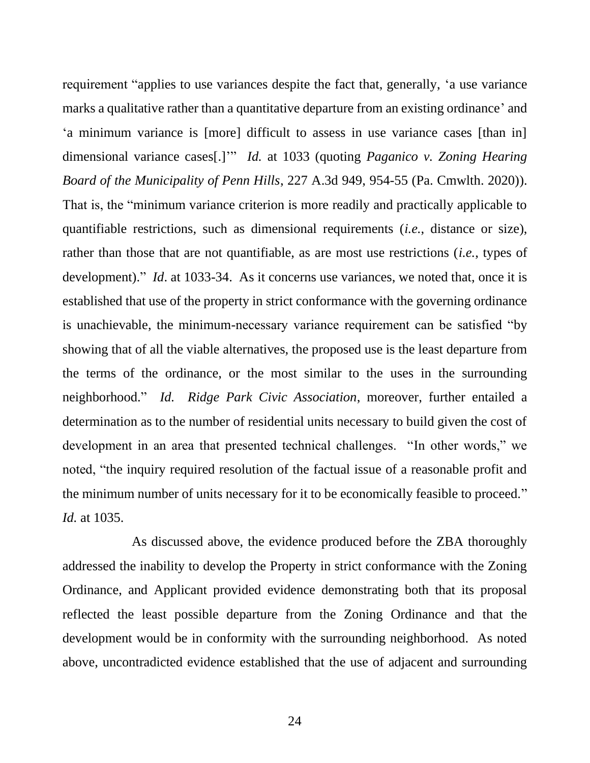requirement "applies to use variances despite the fact that, generally, 'a use variance marks a qualitative rather than a quantitative departure from an existing ordinance' and 'a minimum variance is [more] difficult to assess in use variance cases [than in] dimensional variance cases[.]'" *Id.* at 1033 (quoting *Paganico v. Zoning Hearing Board of the Municipality of Penn Hills*, 227 A.3d 949, 954-55 (Pa. Cmwlth. 2020)). That is, the "minimum variance criterion is more readily and practically applicable to quantifiable restrictions, such as dimensional requirements (*i.e.*, distance or size), rather than those that are not quantifiable, as are most use restrictions (*i.e.*, types of development)." *Id*. at 1033-34. As it concerns use variances, we noted that, once it is established that use of the property in strict conformance with the governing ordinance is unachievable, the minimum-necessary variance requirement can be satisfied "by showing that of all the viable alternatives, the proposed use is the least departure from the terms of the ordinance, or the most similar to the uses in the surrounding neighborhood." *Id.* *Ridge Park Civic Association*, moreover, further entailed a determination as to the number of residential units necessary to build given the cost of development in an area that presented technical challenges. "In other words," we noted, "the inquiry required resolution of the factual issue of a reasonable profit and the minimum number of units necessary for it to be economically feasible to proceed." *Id.* at 1035.

As discussed above, the evidence produced before the ZBA thoroughly addressed the inability to develop the Property in strict conformance with the Zoning Ordinance, and Applicant provided evidence demonstrating both that its proposal reflected the least possible departure from the Zoning Ordinance and that the development would be in conformity with the surrounding neighborhood. As noted above, uncontradicted evidence established that the use of adjacent and surrounding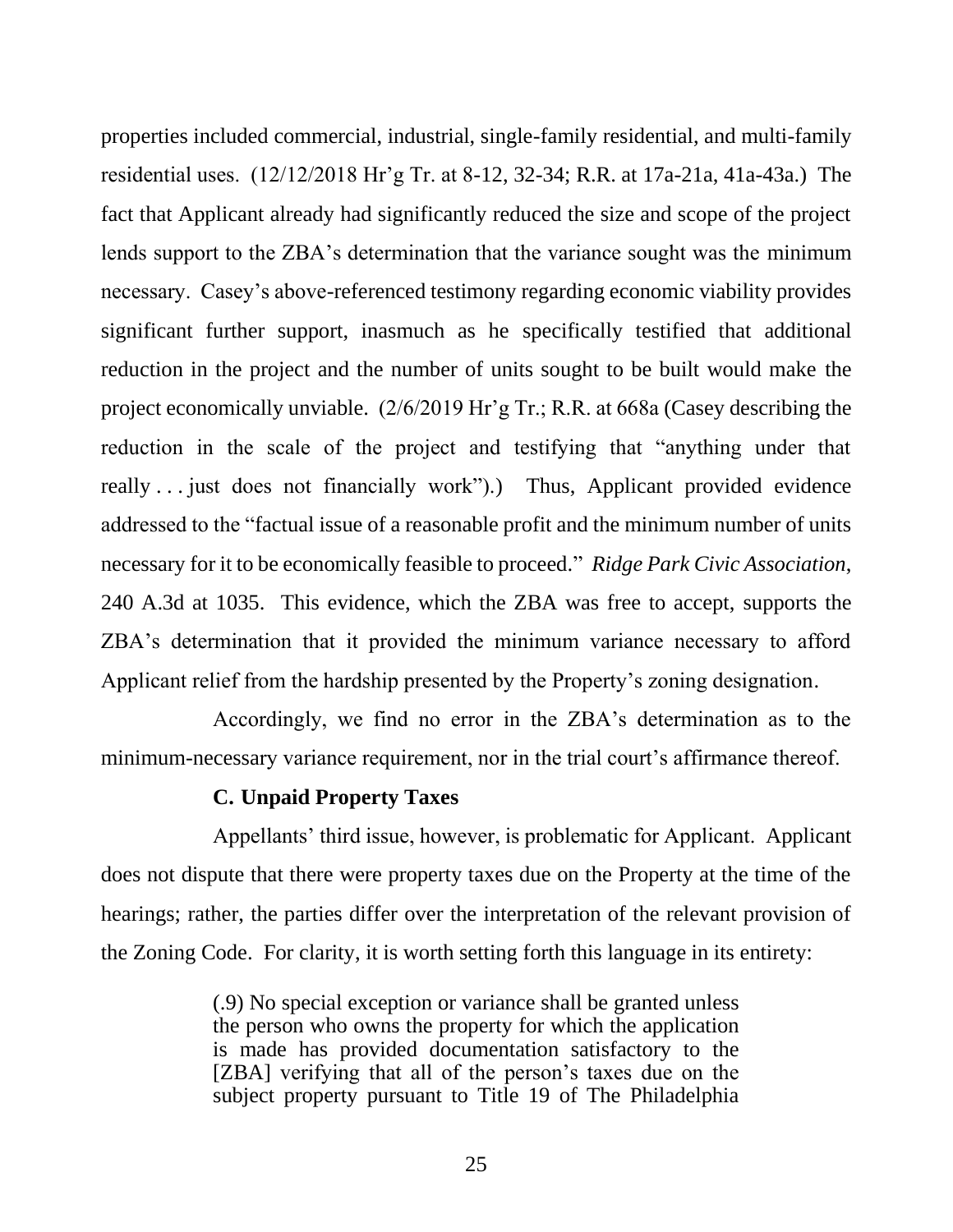properties included commercial, industrial, single-family residential, and multi-family residential uses. (12/12/2018 Hr'g Tr. at 8-12, 32-34; R.R. at 17a-21a, 41a-43a.) The fact that Applicant already had significantly reduced the size and scope of the project lends support to the ZBA's determination that the variance sought was the minimum necessary. Casey's above-referenced testimony regarding economic viability provides significant further support, inasmuch as he specifically testified that additional reduction in the project and the number of units sought to be built would make the project economically unviable. (2/6/2019 Hr'g Tr.; R.R. at 668a (Casey describing the reduction in the scale of the project and testifying that "anything under that really . . . just does not financially work").) Thus, Applicant provided evidence addressed to the "factual issue of a reasonable profit and the minimum number of units necessary for it to be economically feasible to proceed." *Ridge Park Civic Association*, 240 A.3d at 1035. This evidence, which the ZBA was free to accept, supports the ZBA's determination that it provided the minimum variance necessary to afford Applicant relief from the hardship presented by the Property's zoning designation.

Accordingly, we find no error in the ZBA's determination as to the minimum-necessary variance requirement, nor in the trial court's affirmance thereof.

### C. Unpaid Property Taxes

Appellants' third issue, however, is problematic for Applicant. Applicant does not dispute that there were property taxes due on the Property at the time of the hearings; rather, the parties differ over the interpretation of the relevant provision of the Zoning Code. For clarity, it is worth setting forth this language in its entirety:

> (.9) No special exception or variance shall be granted unless the person who owns the property for which the application is made has provided documentation satisfactory to the [ZBA] verifying that all of the person's taxes due on the subject property pursuant to Title 19 of The Philadelphia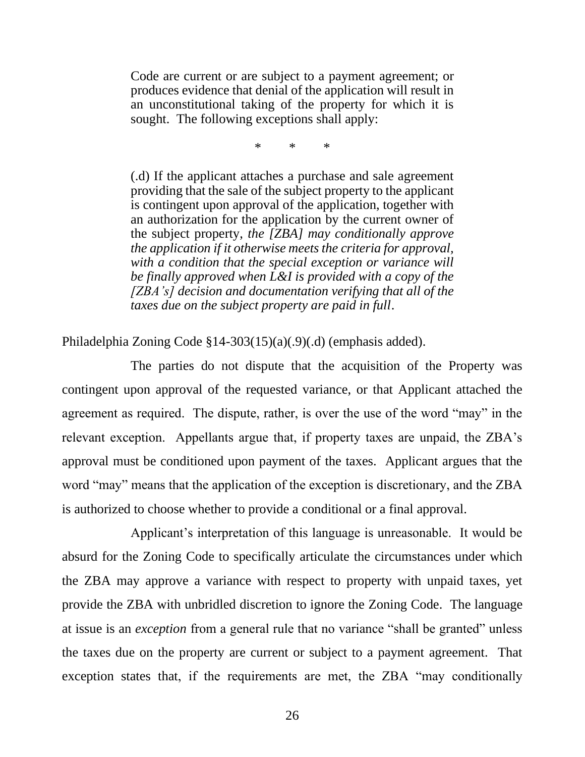> Code are current or are subject to a payment agreement; or produces evidence that denial of the application will result in an unconstitutional taking of the property for which it is sought. The following exceptions shall apply:
>
> \* \* \*
>
> (.d) If the applicant attaches a purchase and sale agreement providing that the sale of the subject property to the applicant is contingent upon approval of the application, together with an authorization for the application by the current owner of the subject property, *the [ZBA] may conditionally approve the application if it otherwise meets the criteria for approval, with a condition that the special exception or variance will be finally approved when L&I is provided with a copy of the [ZBA's] decision and documentation verifying that all of the taxes due on the subject property are paid in full*.

Philadelphia Zoning Code §14-303(15)(a)(.9)(.d) (emphasis added).

The parties do not dispute that the acquisition of the Property was contingent upon approval of the requested variance, or that Applicant attached the agreement as required. The dispute, rather, is over the use of the word "may" in the relevant exception. Appellants argue that, if property taxes are unpaid, the ZBA's approval must be conditioned upon payment of the taxes. Applicant argues that the word "may" means that the application of the exception is discretionary, and the ZBA is authorized to choose whether to provide a conditional or a final approval.

Applicant's interpretation of this language is unreasonable. It would be absurd for the Zoning Code to specifically articulate the circumstances under which the ZBA may approve a variance with respect to property with unpaid taxes, yet provide the ZBA with unbridled discretion to ignore the Zoning Code. The language at issue is an *exception* from a general rule that no variance "shall be granted" unless the taxes due on the property are current or subject to a payment agreement. That exception states that, if the requirements are met, the ZBA "may conditionally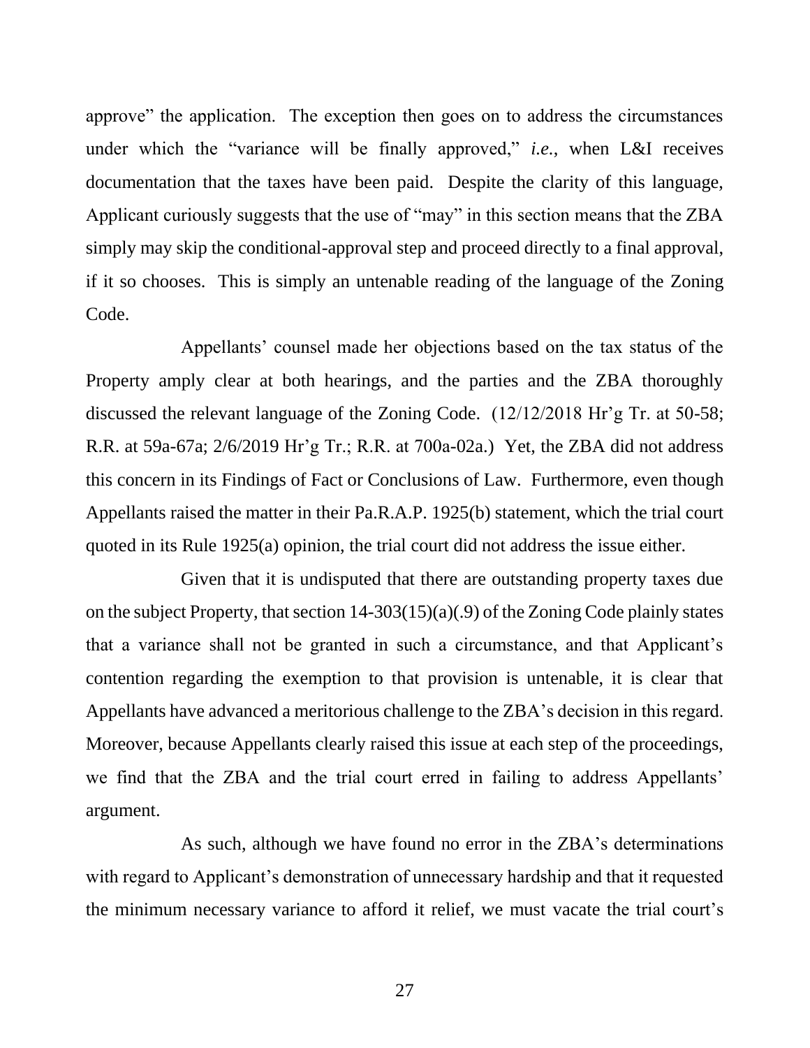approve" the application. The exception then goes on to address the circumstances under which the "variance will be finally approved," *i.e.*, when L&I receives documentation that the taxes have been paid. Despite the clarity of this language, Applicant curiously suggests that the use of "may" in this section means that the ZBA simply may skip the conditional-approval step and proceed directly to a final approval, if it so chooses. This is simply an untenable reading of the language of the Zoning Code.

Appellants' counsel made her objections based on the tax status of the Property amply clear at both hearings, and the parties and the ZBA thoroughly discussed the relevant language of the Zoning Code. (12/12/2018 Hr'g Tr. at 50-58; R.R. at 59a-67a; 2/6/2019 Hr'g Tr.; R.R. at 700a-02a.) Yet, the ZBA did not address this concern in its Findings of Fact or Conclusions of Law. Furthermore, even though Appellants raised the matter in their Pa.R.A.P. 1925(b) statement, which the trial court quoted in its Rule 1925(a) opinion, the trial court did not address the issue either.

Given that it is undisputed that there are outstanding property taxes due on the subject Property, that section 14-303(15)(a)(.9) of the Zoning Code plainly states that a variance shall not be granted in such a circumstance, and that Applicant's contention regarding the exemption to that provision is untenable, it is clear that Appellants have advanced a meritorious challenge to the ZBA's decision in this regard. Moreover, because Appellants clearly raised this issue at each step of the proceedings, we find that the ZBA and the trial court erred in failing to address Appellants' argument.

As such, although we have found no error in the ZBA's determinations with regard to Applicant's demonstration of unnecessary hardship and that it requested the minimum necessary variance to afford it relief, we must vacate the trial court's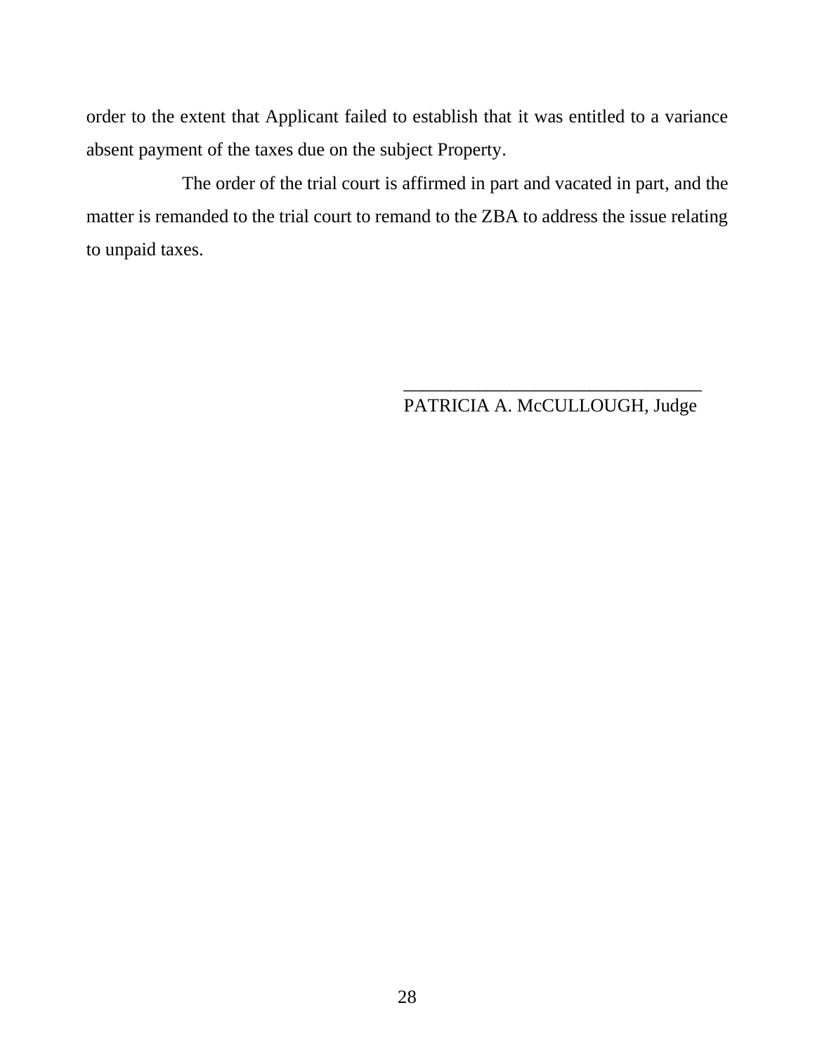order to the extent that Applicant failed to establish that it was entitled to a variance absent payment of the taxes due on the subject Property.

The order of the trial court is affirmed in part and vacated in part, and the matter is remanded to the trial court to remand to the ZBA to address the issue relating to unpaid taxes.

________________________________
PATRICIA A. McCULLOUGH, Judge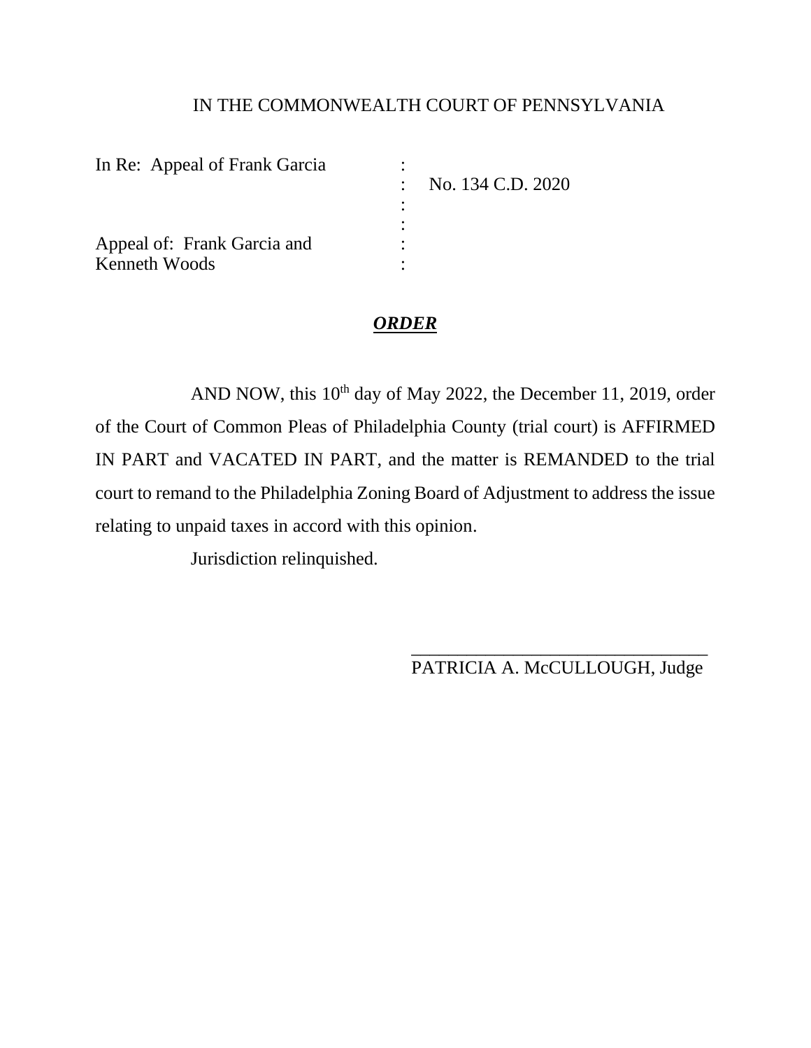IN THE COMMONWEALTH COURT OF PENNSYLVANIA

| | | |
|---|---|---|
| In Re: Appeal of Frank Garcia | : | |
| | : | No. 134 C.D. 2020 |
| | : | |
| | : | |
| Appeal of: Frank Garcia and | : | |
| Kenneth Woods | : | |

***ORDER***

AND NOW, this 10th day of May 2022, the December 11, 2019, order of the Court of Common Pleas of Philadelphia County (trial court) is AFFIRMED IN PART and VACATED IN PART, and the matter is REMANDED to the trial court to remand to the Philadelphia Zoning Board of Adjustment to address the issue relating to unpaid taxes in accord with this opinion.

Jurisdiction relinquished.

\_\_\_\_\_\_\_\_\_\_\_\_\_\_\_\_\_\_\_\_\_\_\_\_\_\_\_\_\_\_\_\_

PATRICIA A. McCULLOUGH, Judge